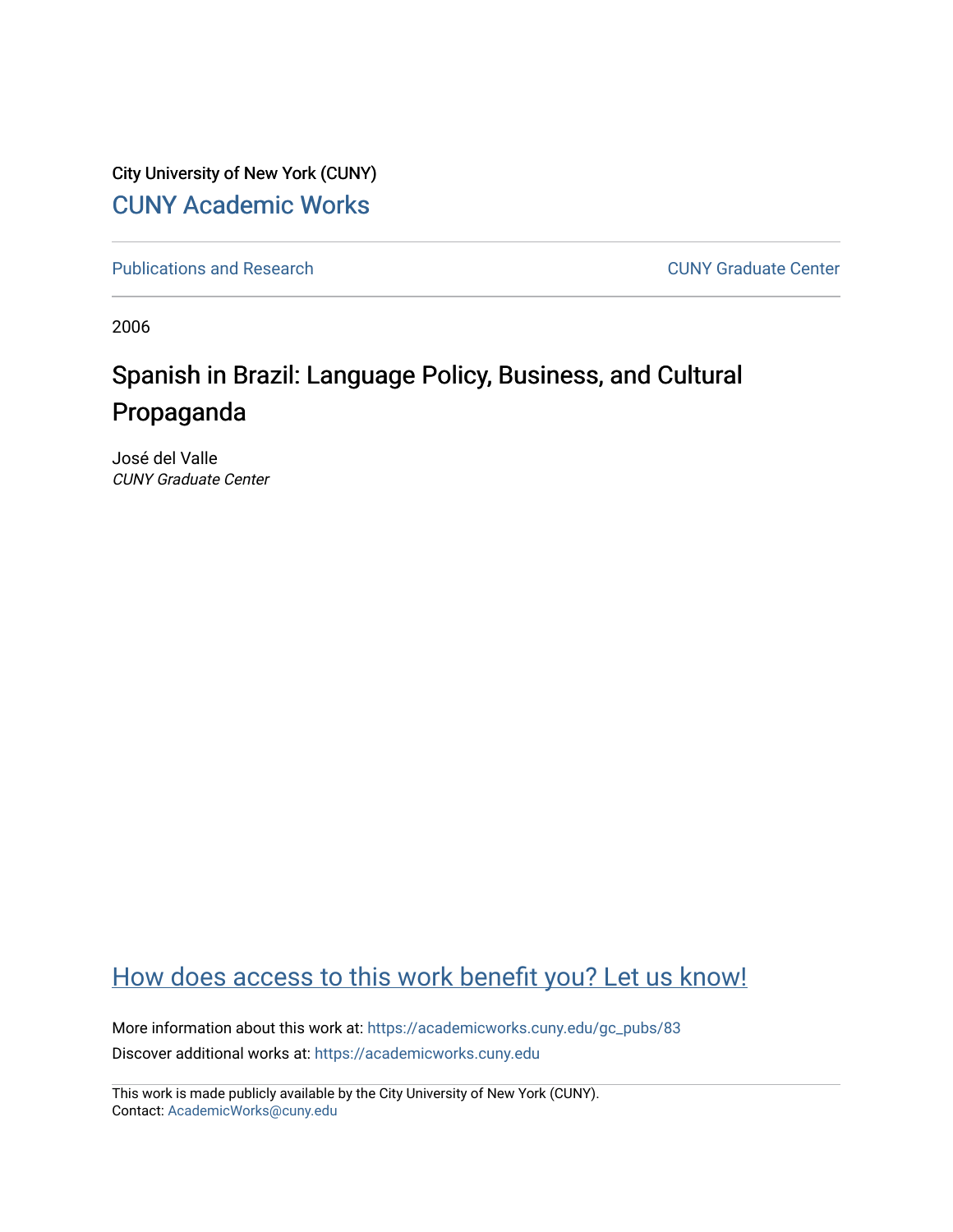City University of New York (CUNY)

[CUNY Academic Works](https://academicworks.cuny.edu)

Publications and Research | CUNY Graduate Center

2006

# Spanish in Brazil: Language Policy, Business, and Cultural Propaganda

José del Valle

*CUNY Graduate Center*

How does access to this work benefit you? Let us know!

More information about this work at: https://academicworks.cuny.edu/gc_pubs/83

Discover additional works at: https://academicworks.cuny.edu

This work is made publicly available by the City University of New York (CUNY).
Contact: AcademicWorks@cuny.edu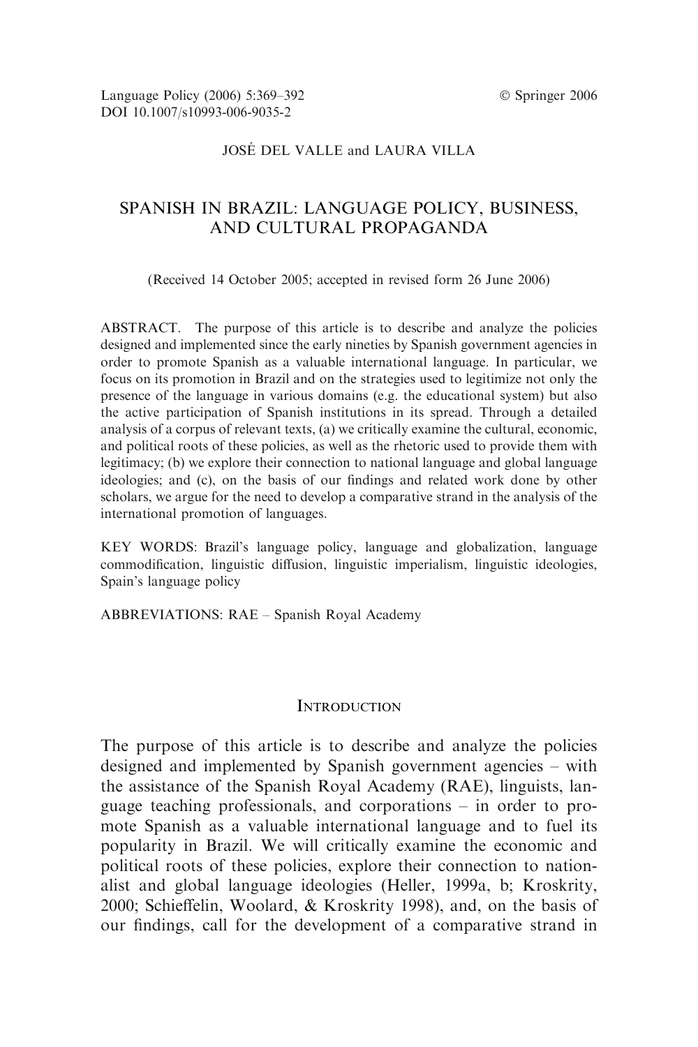JOSÉ DEL VALLE and LAURA VILLA

# SPANISH IN BRAZIL: LANGUAGE POLICY, BUSINESS, AND CULTURAL PROPAGANDA

(Received 14 October 2005; accepted in revised form 26 June 2006)

ABSTRACT. The purpose of this article is to describe and analyze the policies designed and implemented since the early nineties by Spanish government agencies in order to promote Spanish as a valuable international language. In particular, we focus on its promotion in Brazil and on the strategies used to legitimize not only the presence of the language in various domains (e.g. the educational system) but also the active participation of Spanish institutions in its spread. Through a detailed analysis of a corpus of relevant texts, (a) we critically examine the cultural, economic, and political roots of these policies, as well as the rhetoric used to provide them with legitimacy; (b) we explore their connection to national language and global language ideologies; and (c), on the basis of our findings and related work done by other scholars, we argue for the need to develop a comparative strand in the analysis of the international promotion of languages.

KEY WORDS: Brazil's language policy, language and globalization, language commodification, linguistic diffusion, linguistic imperialism, linguistic ideologies, Spain's language policy

ABBREVIATIONS: RAE – Spanish Royal Academy

## INTRODUCTION

The purpose of this article is to describe and analyze the policies designed and implemented by Spanish government agencies – with the assistance of the Spanish Royal Academy (RAE), linguists, language teaching professionals, and corporations – in order to promote Spanish as a valuable international language and to fuel its popularity in Brazil. We will critically examine the economic and political roots of these policies, explore their connection to nationalist and global language ideologies (Heller, 1999a, b; Kroskrity, 2000; Schieffelin, Woolard, & Kroskrity 1998), and, on the basis of our findings, call for the development of a comparative strand in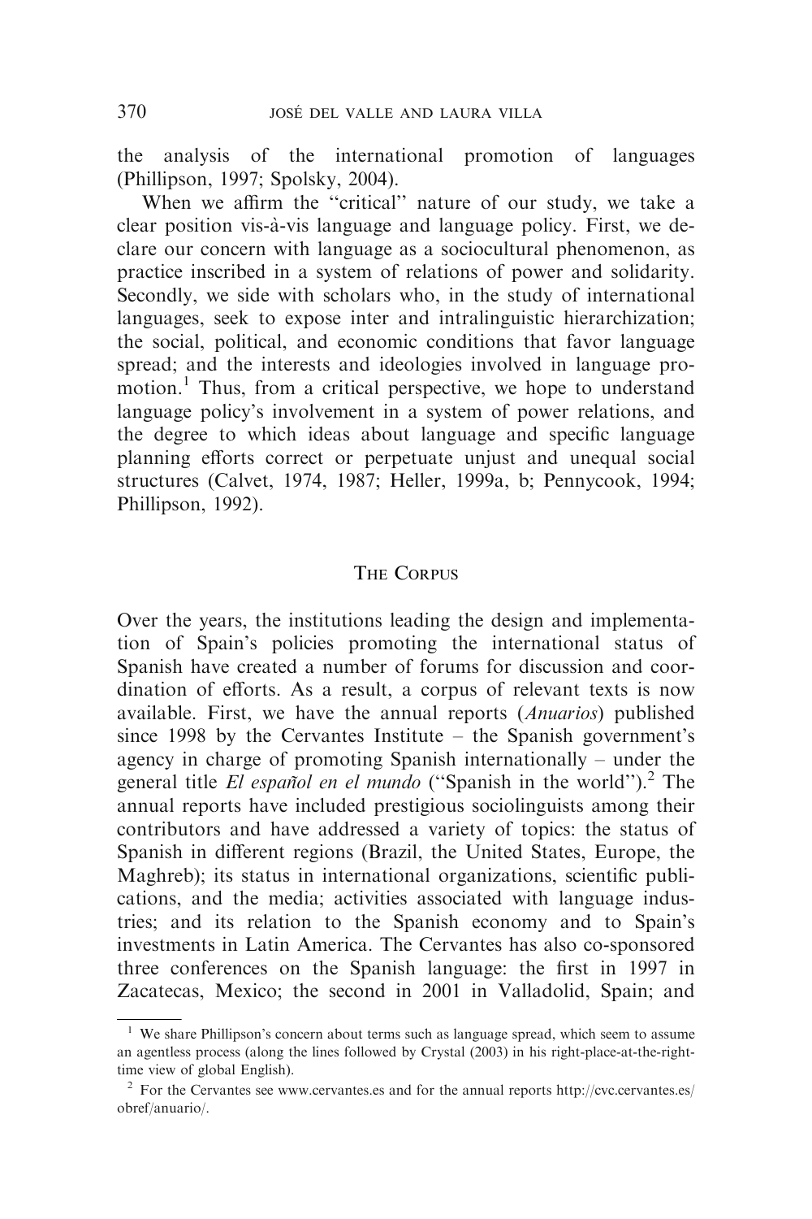the analysis of the international promotion of languages (Phillipson, 1997; Spolsky, 2004).

When we affirm the "critical" nature of our study, we take a clear position vis-à-vis language and language policy. First, we declare our concern with language as a sociocultural phenomenon, as practice inscribed in a system of relations of power and solidarity. Secondly, we side with scholars who, in the study of international languages, seek to expose inter and intralinguistic hierarchization; the social, political, and economic conditions that favor language spread; and the interests and ideologies involved in language promotion.[1] Thus, from a critical perspective, we hope to understand language policy's involvement in a system of power relations, and the degree to which ideas about language and specific language planning efforts correct or perpetuate unjust and unequal social structures (Calvet, 1974, 1987; Heller, 1999a, b; Pennycook, 1994; Phillipson, 1992).

## The Corpus

Over the years, the institutions leading the design and implementation of Spain's policies promoting the international status of Spanish have created a number of forums for discussion and coordination of efforts. As a result, a corpus of relevant texts is now available. First, we have the annual reports (*Anuarios*) published since 1998 by the Cervantes Institute – the Spanish government's agency in charge of promoting Spanish internationally – under the general title *El español en el mundo* ("Spanish in the world").[2] The annual reports have included prestigious sociolinguists among their contributors and have addressed a variety of topics: the status of Spanish in different regions (Brazil, the United States, Europe, the Maghreb); its status in international organizations, scientific publications, and the media; activities associated with language industries; and its relation to the Spanish economy and to Spain's investments in Latin America. The Cervantes has also co-sponsored three conferences on the Spanish language: the first in 1997 in Zacatecas, Mexico; the second in 2001 in Valladolid, Spain; and

[1] We share Phillipson's concern about terms such as language spread, which seem to assume an agentless process (along the lines followed by Crystal (2003) in his right-place-at-the-right-time view of global English).

[2] For the Cervantes see www.cervantes.es and for the annual reports http://cvc.cervantes.es/obref/anuario/.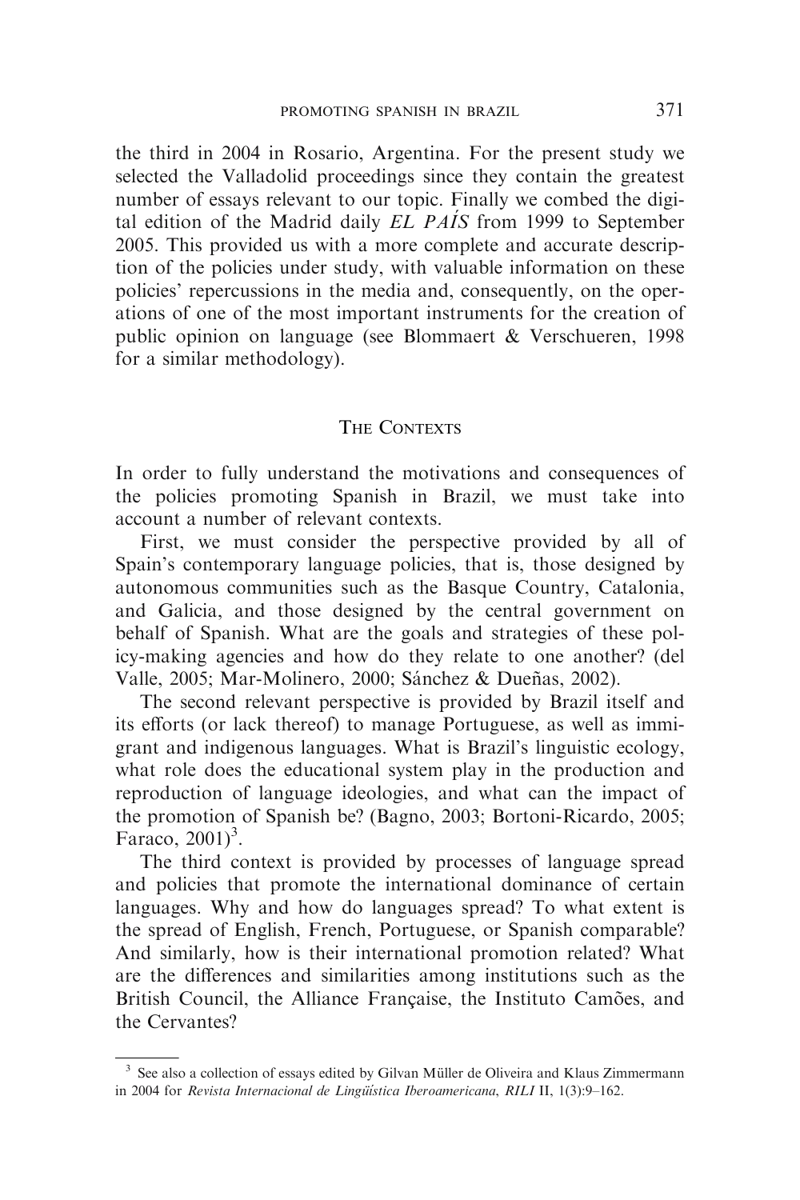the third in 2004 in Rosario, Argentina. For the present study we selected the Valladolid proceedings since they contain the greatest number of essays relevant to our topic. Finally we combed the digital edition of the Madrid daily *EL PAÍS* from 1999 to September 2005. This provided us with a more complete and accurate description of the policies under study, with valuable information on these policies' repercussions in the media and, consequently, on the operations of one of the most important instruments for the creation of public opinion on language (see Blommaert & Verschueren, 1998 for a similar methodology).

## The Contexts

In order to fully understand the motivations and consequences of the policies promoting Spanish in Brazil, we must take into account a number of relevant contexts.

First, we must consider the perspective provided by all of Spain's contemporary language policies, that is, those designed by autonomous communities such as the Basque Country, Catalonia, and Galicia, and those designed by the central government on behalf of Spanish. What are the goals and strategies of these policy-making agencies and how do they relate to one another? (del Valle, 2005; Mar-Molinero, 2000; Sánchez & Dueñas, 2002).

The second relevant perspective is provided by Brazil itself and its efforts (or lack thereof) to manage Portuguese, as well as immigrant and indigenous languages. What is Brazil's linguistic ecology, what role does the educational system play in the production and reproduction of language ideologies, and what can the impact of the promotion of Spanish be? (Bagno, 2003; Bortoni-Ricardo, 2005; Faraco, 2001)[3].

The third context is provided by processes of language spread and policies that promote the international dominance of certain languages. Why and how do languages spread? To what extent is the spread of English, French, Portuguese, or Spanish comparable? And similarly, how is their international promotion related? What are the differences and similarities among institutions such as the British Council, the Alliance Française, the Instituto Camões, and the Cervantes?

[3] See also a collection of essays edited by Gilvan Müller de Oliveira and Klaus Zimmermann in 2004 for *Revista Internacional de Lingüística Iberoamericana*, *RILI* II, 1(3):9–162.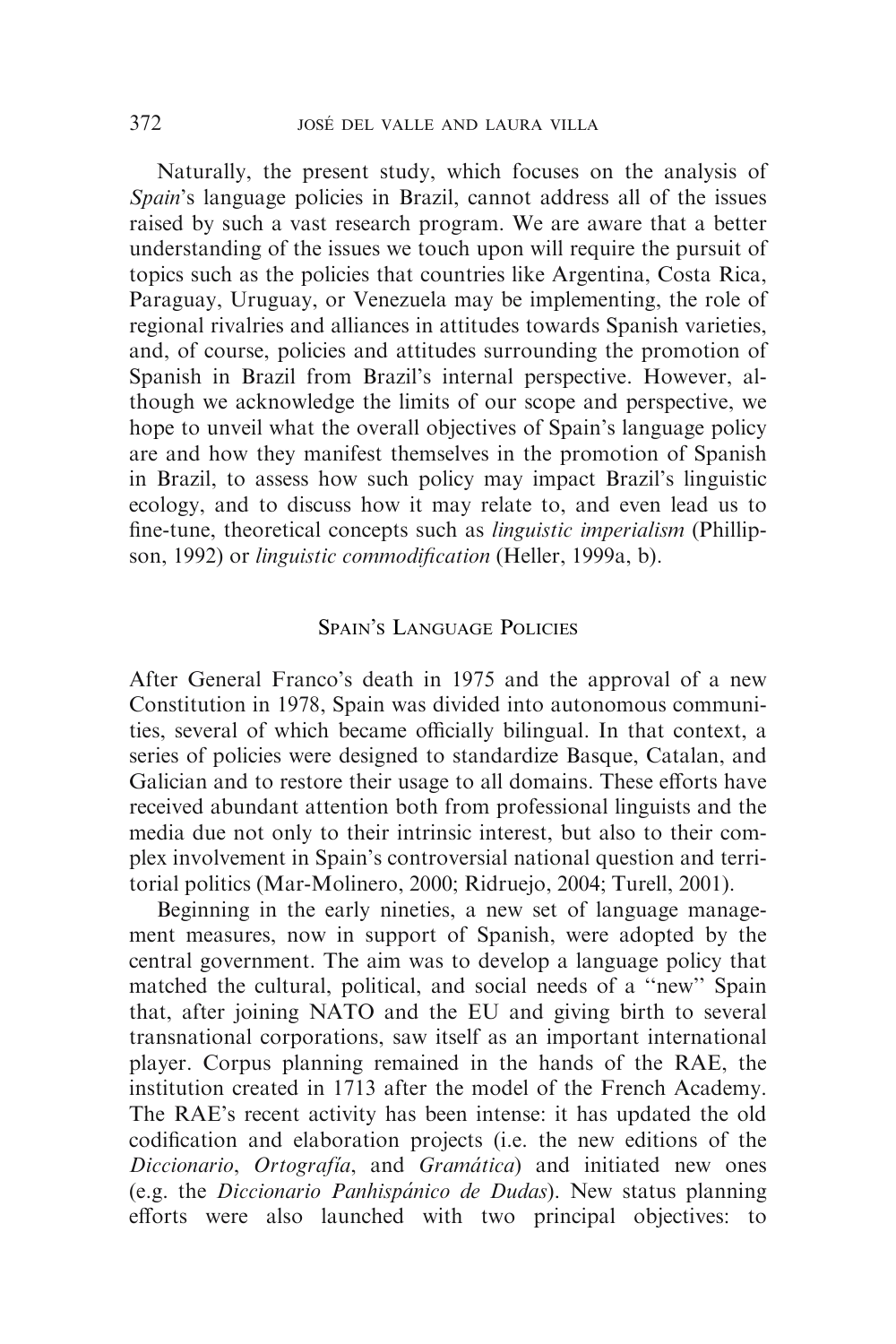Naturally, the present study, which focuses on the analysis of *Spain*'s language policies in Brazil, cannot address all of the issues raised by such a vast research program. We are aware that a better understanding of the issues we touch upon will require the pursuit of topics such as the policies that countries like Argentina, Costa Rica, Paraguay, Uruguay, or Venezuela may be implementing, the role of regional rivalries and alliances in attitudes towards Spanish varieties, and, of course, policies and attitudes surrounding the promotion of Spanish in Brazil from Brazil's internal perspective. However, although we acknowledge the limits of our scope and perspective, we hope to unveil what the overall objectives of Spain's language policy are and how they manifest themselves in the promotion of Spanish in Brazil, to assess how such policy may impact Brazil's linguistic ecology, and to discuss how it may relate to, and even lead us to fine-tune, theoretical concepts such as *linguistic imperialism* (Phillipson, 1992) or *linguistic commodification* (Heller, 1999a, b).

## Spain's Language Policies

After General Franco's death in 1975 and the approval of a new Constitution in 1978, Spain was divided into autonomous communities, several of which became officially bilingual. In that context, a series of policies were designed to standardize Basque, Catalan, and Galician and to restore their usage to all domains. These efforts have received abundant attention both from professional linguists and the media due not only to their intrinsic interest, but also to their complex involvement in Spain's controversial national question and territorial politics (Mar-Molinero, 2000; Ridruejo, 2004; Turell, 2001).

Beginning in the early nineties, a new set of language management measures, now in support of Spanish, were adopted by the central government. The aim was to develop a language policy that matched the cultural, political, and social needs of a "new" Spain that, after joining NATO and the EU and giving birth to several transnational corporations, saw itself as an important international player. Corpus planning remained in the hands of the RAE, the institution created in 1713 after the model of the French Academy. The RAE's recent activity has been intense: it has updated the old codification and elaboration projects (i.e. the new editions of the *Diccionario*, *Ortografía*, and *Gramática*) and initiated new ones (e.g. the *Diccionario Panhispánico de Dudas*). New status planning efforts were also launched with two principal objectives: to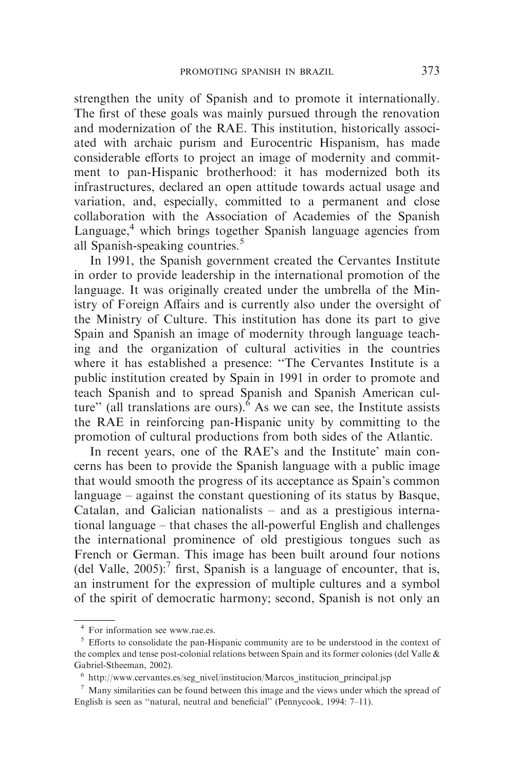strengthen the unity of Spanish and to promote it internationally. The first of these goals was mainly pursued through the renovation and modernization of the RAE. This institution, historically associated with archaic purism and Eurocentric Hispanism, has made considerable efforts to project an image of modernity and commitment to pan-Hispanic brotherhood: it has modernized both its infrastructures, declared an open attitude towards actual usage and variation, and, especially, committed to a permanent and close collaboration with the Association of Academies of the Spanish Language,[4] which brings together Spanish language agencies from all Spanish-speaking countries.[5]

In 1991, the Spanish government created the Cervantes Institute in order to provide leadership in the international promotion of the language. It was originally created under the umbrella of the Ministry of Foreign Affairs and is currently also under the oversight of the Ministry of Culture. This institution has done its part to give Spain and Spanish an image of modernity through language teaching and the organization of cultural activities in the countries where it has established a presence: "The Cervantes Institute is a public institution created by Spain in 1991 in order to promote and teach Spanish and to spread Spanish and Spanish American culture" (all translations are ours).[6] As we can see, the Institute assists the RAE in reinforcing pan-Hispanic unity by committing to the promotion of cultural productions from both sides of the Atlantic.

In recent years, one of the RAE's and the Institute' main concerns has been to provide the Spanish language with a public image that would smooth the progress of its acceptance as Spain's common language – against the constant questioning of its status by Basque, Catalan, and Galician nationalists – and as a prestigious international language – that chases the all-powerful English and challenges the international prominence of old prestigious tongues such as French or German. This image has been built around four notions (del Valle, 2005):[7] first, Spanish is a language of encounter, that is, an instrument for the expression of multiple cultures and a symbol of the spirit of democratic harmony; second, Spanish is not only an

---

[4] For information see www.rae.es.

[5] Efforts to consolidate the pan-Hispanic community are to be understood in the context of the complex and tense post-colonial relations between Spain and its former colonies (del Valle & Gabriel-Stheeman, 2002).

[6] http://www.cervantes.es/seg_nivel/institucion/Marcos_institucion_principal.jsp

[7] Many similarities can be found between this image and the views under which the spread of English is seen as "natural, neutral and beneficial" (Pennycook, 1994: 7–11).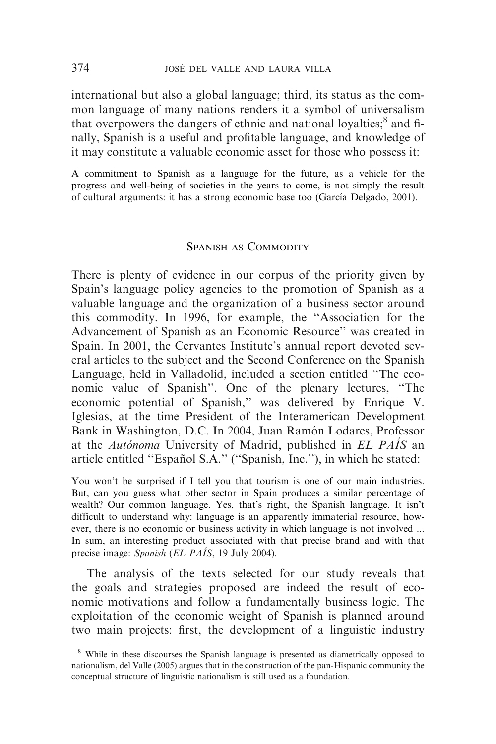international but also a global language; third, its status as the common language of many nations renders it a symbol of universalism that overpowers the dangers of ethnic and national loyalties;[8] and finally, Spanish is a useful and profitable language, and knowledge of it may constitute a valuable economic asset for those who possess it:

> A commitment to Spanish as a language for the future, as a vehicle for the progress and well-being of societies in the years to come, is not simply the result of cultural arguments: it has a strong economic base too (García Delgado, 2001).

## Spanish as Commodity

There is plenty of evidence in our corpus of the priority given by Spain's language policy agencies to the promotion of Spanish as a valuable language and the organization of a business sector around this commodity. In 1996, for example, the "Association for the Advancement of Spanish as an Economic Resource" was created in Spain. In 2001, the Cervantes Institute's annual report devoted several articles to the subject and the Second Conference on the Spanish Language, held in Valladolid, included a section entitled "The economic value of Spanish". One of the plenary lectures, "The economic potential of Spanish," was delivered by Enrique V. Iglesias, at the time President of the Interamerican Development Bank in Washington, D.C. In 2004, Juan Ramón Lodares, Professor at the *Autónoma* University of Madrid, published in *EL PAÍS* an article entitled "Español S.A." ("Spanish, Inc."), in which he stated:

> You won't be surprised if I tell you that tourism is one of our main industries. But, can you guess what other sector in Spain produces a similar percentage of wealth? Our common language. Yes, that's right, the Spanish language. It isn't difficult to understand why: language is an apparently immaterial resource, however, there is no economic or business activity in which language is not involved ... In sum, an interesting product associated with that precise brand and with that precise image: *Spanish* (*EL PAÍS*, 19 July 2004).

The analysis of the texts selected for our study reveals that the goals and strategies proposed are indeed the result of economic motivations and follow a fundamentally business logic. The exploitation of the economic weight of Spanish is planned around two main projects: first, the development of a linguistic industry

---

[8] While in these discourses the Spanish language is presented as diametrically opposed to nationalism, del Valle (2005) argues that in the construction of the pan-Hispanic community the conceptual structure of linguistic nationalism is still used as a foundation.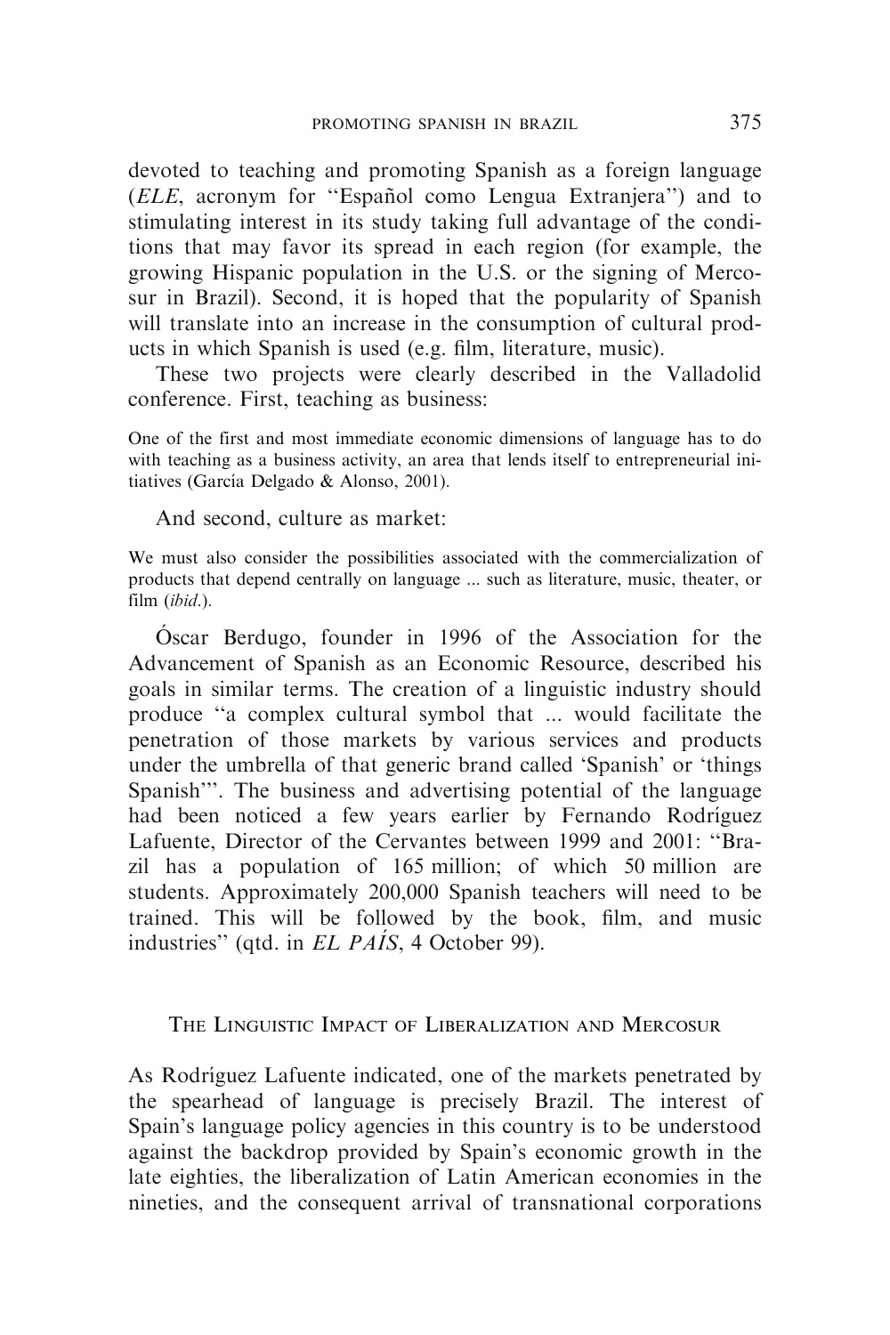devoted to teaching and promoting Spanish as a foreign language (*ELE*, acronym for "Español como Lengua Extranjera") and to stimulating interest in its study taking full advantage of the conditions that may favor its spread in each region (for example, the growing Hispanic population in the U.S. or the signing of Mercosur in Brazil). Second, it is hoped that the popularity of Spanish will translate into an increase in the consumption of cultural products in which Spanish is used (e.g. film, literature, music).

These two projects were clearly described in the Valladolid conference. First, teaching as business:

> One of the first and most immediate economic dimensions of language has to do with teaching as a business activity, an area that lends itself to entrepreneurial initiatives (García Delgado & Alonso, 2001).

And second, culture as market:

> We must also consider the possibilities associated with the commercialization of products that depend centrally on language ... such as literature, music, theater, or film (*ibid*.).

Óscar Berdugo, founder in 1996 of the Association for the Advancement of Spanish as an Economic Resource, described his goals in similar terms. The creation of a linguistic industry should produce "a complex cultural symbol that ... would facilitate the penetration of those markets by various services and products under the umbrella of that generic brand called 'Spanish' or 'things Spanish'". The business and advertising potential of the language had been noticed a few years earlier by Fernando Rodríguez Lafuente, Director of the Cervantes between 1999 and 2001: "Brazil has a population of 165 million; of which 50 million are students. Approximately 200,000 Spanish teachers will need to be trained. This will be followed by the book, film, and music industries" (qtd. in *EL PAÍS*, 4 October 99).

## The Linguistic Impact of Liberalization and Mercosur

As Rodríguez Lafuente indicated, one of the markets penetrated by the spearhead of language is precisely Brazil. The interest of Spain's language policy agencies in this country is to be understood against the backdrop provided by Spain's economic growth in the late eighties, the liberalization of Latin American economies in the nineties, and the consequent arrival of transnational corporations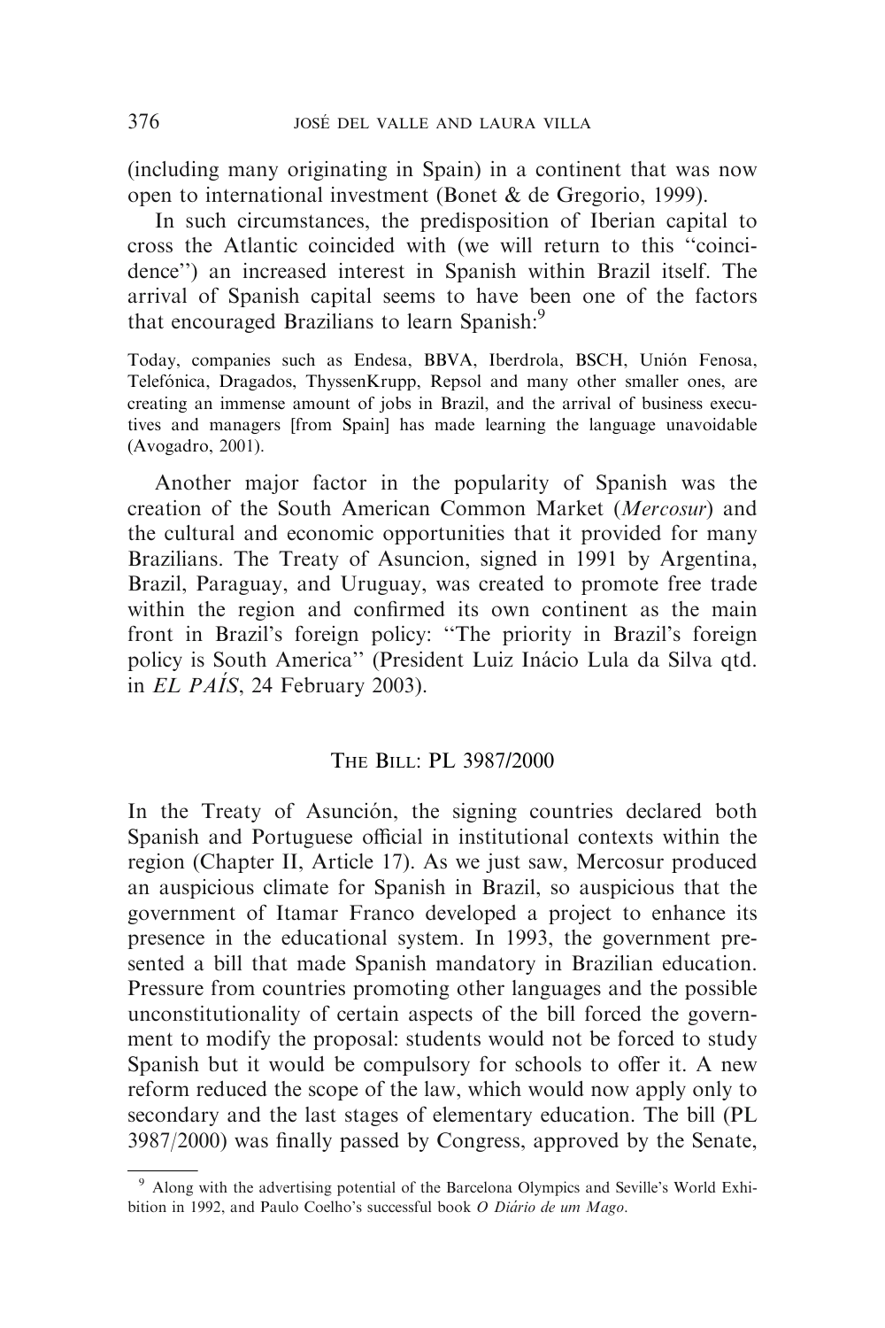(including many originating in Spain) in a continent that was now open to international investment (Bonet & de Gregorio, 1999).

In such circumstances, the predisposition of Iberian capital to cross the Atlantic coincided with (we will return to this ''coincidence'') an increased interest in Spanish within Brazil itself. The arrival of Spanish capital seems to have been one of the factors that encouraged Brazilians to learn Spanish:[9]

> Today, companies such as Endesa, BBVA, Iberdrola, BSCH, Unión Fenosa, Telefónica, Dragados, ThyssenKrupp, Repsol and many other smaller ones, are creating an immense amount of jobs in Brazil, and the arrival of business executives and managers [from Spain] has made learning the language unavoidable (Avogadro, 2001).

Another major factor in the popularity of Spanish was the creation of the South American Common Market (*Mercosur*) and the cultural and economic opportunities that it provided for many Brazilians. The Treaty of Asuncion, signed in 1991 by Argentina, Brazil, Paraguay, and Uruguay, was created to promote free trade within the region and confirmed its own continent as the main front in Brazil's foreign policy: ''The priority in Brazil's foreign policy is South America'' (President Luiz Inácio Lula da Silva qtd. in *EL PAÍS*, 24 February 2003).

## The Bill: PL 3987/2000

In the Treaty of Asunción, the signing countries declared both Spanish and Portuguese official in institutional contexts within the region (Chapter II, Article 17). As we just saw, Mercosur produced an auspicious climate for Spanish in Brazil, so auspicious that the government of Itamar Franco developed a project to enhance its presence in the educational system. In 1993, the government presented a bill that made Spanish mandatory in Brazilian education. Pressure from countries promoting other languages and the possible unconstitutionality of certain aspects of the bill forced the government to modify the proposal: students would not be forced to study Spanish but it would be compulsory for schools to offer it. A new reform reduced the scope of the law, which would now apply only to secondary and the last stages of elementary education. The bill (PL 3987/2000) was finally passed by Congress, approved by the Senate,

[9] Along with the advertising potential of the Barcelona Olympics and Seville's World Exhibition in 1992, and Paulo Coelho's successful book *O Diário de um Mago*.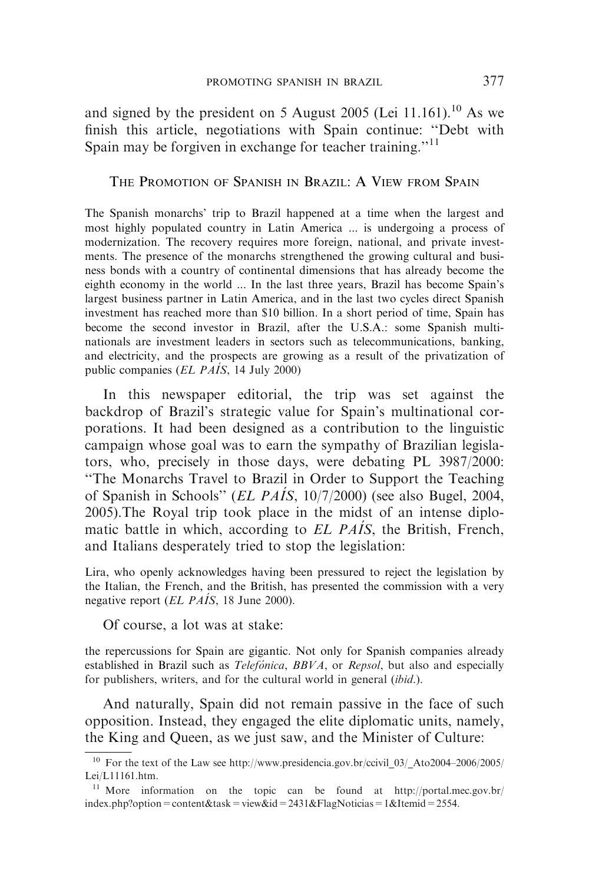and signed by the president on 5 August 2005 (Lei 11.161).[10] As we finish this article, negotiations with Spain continue: "Debt with Spain may be forgiven in exchange for teacher training."[11]

## The Promotion of Spanish in Brazil: A View from Spain

> The Spanish monarchs' trip to Brazil happened at a time when the largest and most highly populated country in Latin America ... is undergoing a process of modernization. The recovery requires more foreign, national, and private investments. The presence of the monarchs strengthened the growing cultural and business bonds with a country of continental dimensions that has already become the eighth economy in the world ... In the last three years, Brazil has become Spain's largest business partner in Latin America, and in the last two cycles direct Spanish investment has reached more than $10 billion. In a short period of time, Spain has become the second investor in Brazil, after the U.S.A.: some Spanish multinationals are investment leaders in sectors such as telecommunications, banking, and electricity, and the prospects are growing as a result of the privatization of public companies (*EL PAÍS*, 14 July 2000)

In this newspaper editorial, the trip was set against the backdrop of Brazil's strategic value for Spain's multinational corporations. It had been designed as a contribution to the linguistic campaign whose goal was to earn the sympathy of Brazilian legislators, who, precisely in those days, were debating PL 3987/2000: "The Monarchs Travel to Brazil in Order to Support the Teaching of Spanish in Schools" (*EL PAÍS*, 10/7/2000) (see also Bugel, 2004, 2005).The Royal trip took place in the midst of an intense diplomatic battle in which, according to *EL PAÍS*, the British, French, and Italians desperately tried to stop the legislation:

> Lira, who openly acknowledges having been pressured to reject the legislation by the Italian, the French, and the British, has presented the commission with a very negative report (*EL PAÍS*, 18 June 2000).

Of course, a lot was at stake:

> the repercussions for Spain are gigantic. Not only for Spanish companies already established in Brazil such as *Telefónica*, *BBVA*, or *Repsol*, but also and especially for publishers, writers, and for the cultural world in general (*ibid*.).

And naturally, Spain did not remain passive in the face of such opposition. Instead, they engaged the elite diplomatic units, namely, the King and Queen, as we just saw, and the Minister of Culture:

---

[10] For the text of the Law see http://www.presidencia.gov.br/ccivil_03/_Ato2004–2006/2005/Lei/L11161.htm.

[11] More information on the topic can be found at http://portal.mec.gov.br/index.php?option=content&task=view&id=2431&FlagNoticias=1&Itemid=2554.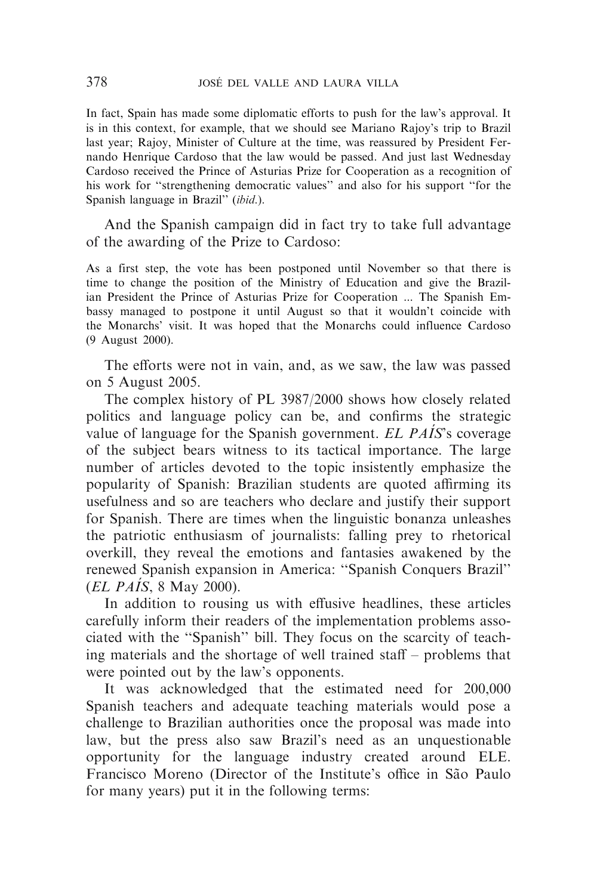In fact, Spain has made some diplomatic efforts to push for the law's approval. It is in this context, for example, that we should see Mariano Rajoy's trip to Brazil last year; Rajoy, Minister of Culture at the time, was reassured by President Fernando Henrique Cardoso that the law would be passed. And just last Wednesday Cardoso received the Prince of Asturias Prize for Cooperation as a recognition of his work for "strengthening democratic values" and also for his support "for the Spanish language in Brazil" (*ibid.*).

And the Spanish campaign did in fact try to take full advantage of the awarding of the Prize to Cardoso:

> As a first step, the vote has been postponed until November so that there is time to change the position of the Ministry of Education and give the Brazilian President the Prince of Asturias Prize for Cooperation ... The Spanish Embassy managed to postpone it until August so that it wouldn't coincide with the Monarchs' visit. It was hoped that the Monarchs could influence Cardoso (9 August 2000).

The efforts were not in vain, and, as we saw, the law was passed on 5 August 2005.

The complex history of PL 3987/2000 shows how closely related politics and language policy can be, and confirms the strategic value of language for the Spanish government. *EL PAÍS*'s coverage of the subject bears witness to its tactical importance. The large number of articles devoted to the topic insistently emphasize the popularity of Spanish: Brazilian students are quoted affirming its usefulness and so are teachers who declare and justify their support for Spanish. There are times when the linguistic bonanza unleashes the patriotic enthusiasm of journalists: falling prey to rhetorical overkill, they reveal the emotions and fantasies awakened by the renewed Spanish expansion in America: "Spanish Conquers Brazil" (*EL PAÍS*, 8 May 2000).

In addition to rousing us with effusive headlines, these articles carefully inform their readers of the implementation problems associated with the "Spanish" bill. They focus on the scarcity of teaching materials and the shortage of well trained staff – problems that were pointed out by the law's opponents.

It was acknowledged that the estimated need for 200,000 Spanish teachers and adequate teaching materials would pose a challenge to Brazilian authorities once the proposal was made into law, but the press also saw Brazil's need as an unquestionable opportunity for the language industry created around ELE. Francisco Moreno (Director of the Institute's office in São Paulo for many years) put it in the following terms: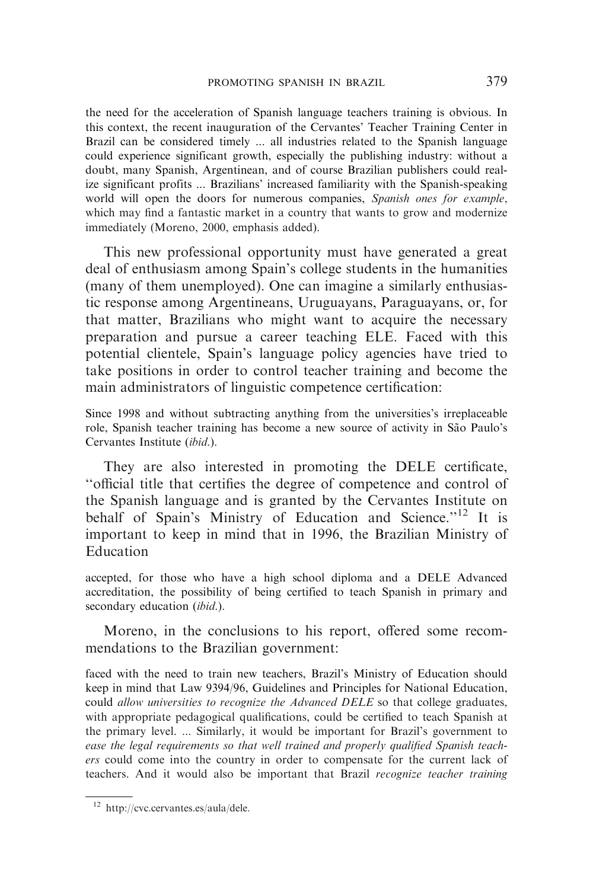the need for the acceleration of Spanish language teachers training is obvious. In this context, the recent inauguration of the Cervantes' Teacher Training Center in Brazil can be considered timely ... all industries related to the Spanish language could experience significant growth, especially the publishing industry: without a doubt, many Spanish, Argentinean, and of course Brazilian publishers could realize significant profits ... Brazilians' increased familiarity with the Spanish-speaking world will open the doors for numerous companies, *Spanish ones for example*, which may find a fantastic market in a country that wants to grow and modernize immediately (Moreno, 2000, emphasis added).

This new professional opportunity must have generated a great deal of enthusiasm among Spain's college students in the humanities (many of them unemployed). One can imagine a similarly enthusiastic response among Argentineans, Uruguayans, Paraguayans, or, for that matter, Brazilians who might want to acquire the necessary preparation and pursue a career teaching ELE. Faced with this potential clientele, Spain's language policy agencies have tried to take positions in order to control teacher training and become the main administrators of linguistic competence certification:

Since 1998 and without subtracting anything from the universities's irreplaceable role, Spanish teacher training has become a new source of activity in São Paulo's Cervantes Institute (*ibid.*).

They are also interested in promoting the DELE certificate, "official title that certifies the degree of competence and control of the Spanish language and is granted by the Cervantes Institute on behalf of Spain's Ministry of Education and Science."[12] It is important to keep in mind that in 1996, the Brazilian Ministry of Education

accepted, for those who have a high school diploma and a DELE Advanced accreditation, the possibility of being certified to teach Spanish in primary and secondary education (*ibid.*).

Moreno, in the conclusions to his report, offered some recommendations to the Brazilian government:

faced with the need to train new teachers, Brazil's Ministry of Education should keep in mind that Law 9394/96, Guidelines and Principles for National Education, could *allow universities to recognize the Advanced DELE* so that college graduates, with appropriate pedagogical qualifications, could be certified to teach Spanish at the primary level. ... Similarly, it would be important for Brazil's government to *ease the legal requirements so that well trained and properly qualified Spanish teachers* could come into the country in order to compensate for the current lack of teachers. And it would also be important that Brazil *recognize teacher training*

[12] http://cvc.cervantes.es/aula/dele.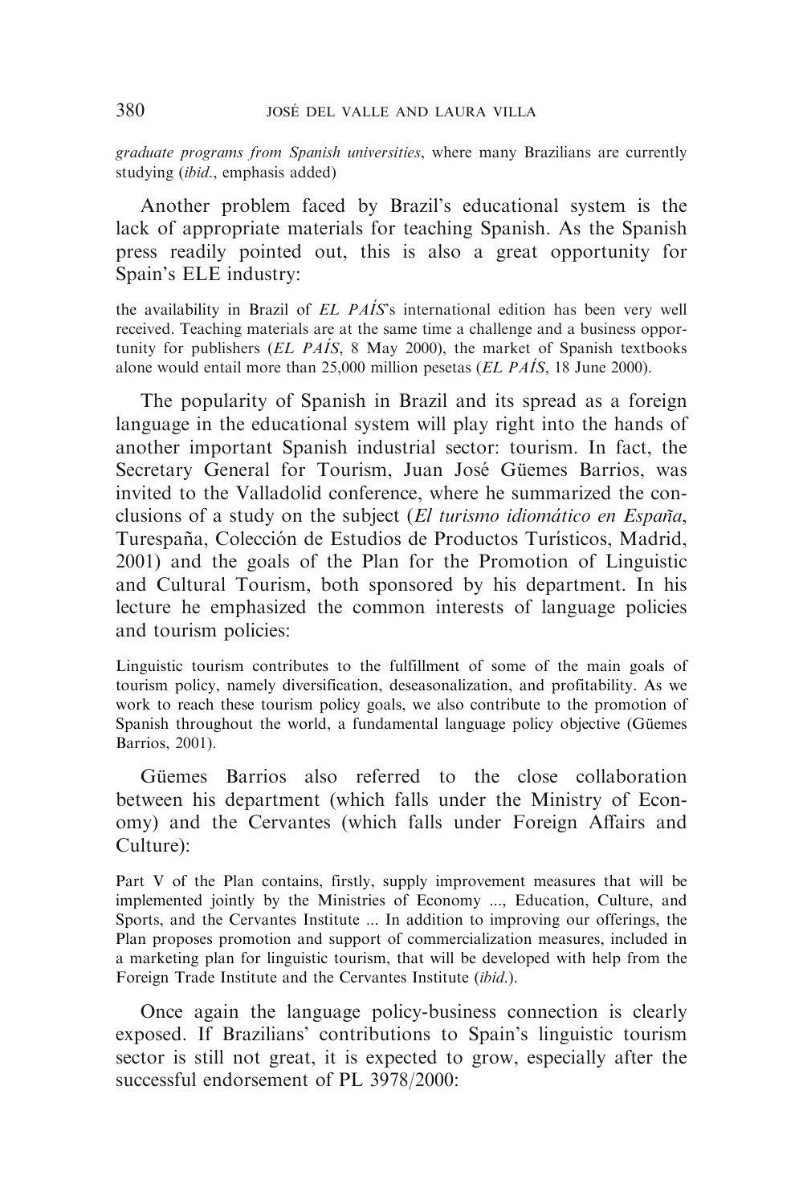*graduate programs from Spanish universities*, where many Brazilians are currently studying (*ibid*., emphasis added)

Another problem faced by Brazil's educational system is the lack of appropriate materials for teaching Spanish. As the Spanish press readily pointed out, this is also a great opportunity for Spain's ELE industry:

the availability in Brazil of *EL PAÍS*'s international edition has been very well received. Teaching materials are at the same time a challenge and a business opportunity for publishers (*EL PAÍS*, 8 May 2000), the market of Spanish textbooks alone would entail more than 25,000 million pesetas (*EL PAÍS*, 18 June 2000).

The popularity of Spanish in Brazil and its spread as a foreign language in the educational system will play right into the hands of another important Spanish industrial sector: tourism. In fact, the Secretary General for Tourism, Juan José Güemes Barrios, was invited to the Valladolid conference, where he summarized the conclusions of a study on the subject (*El turismo idiomático en España*, Turespaña, Colección de Estudios de Productos Turísticos, Madrid, 2001) and the goals of the Plan for the Promotion of Linguistic and Cultural Tourism, both sponsored by his department. In his lecture he emphasized the common interests of language policies and tourism policies:

Linguistic tourism contributes to the fulfillment of some of the main goals of tourism policy, namely diversification, deseasonalization, and profitability. As we work to reach these tourism policy goals, we also contribute to the promotion of Spanish throughout the world, a fundamental language policy objective (Güemes Barrios, 2001).

Güemes Barrios also referred to the close collaboration between his department (which falls under the Ministry of Economy) and the Cervantes (which falls under Foreign Affairs and Culture):

Part V of the Plan contains, firstly, supply improvement measures that will be implemented jointly by the Ministries of Economy ..., Education, Culture, and Sports, and the Cervantes Institute ... In addition to improving our offerings, the Plan proposes promotion and support of commercialization measures, included in a marketing plan for linguistic tourism, that will be developed with help from the Foreign Trade Institute and the Cervantes Institute (*ibid*.).

Once again the language policy-business connection is clearly exposed. If Brazilians' contributions to Spain's linguistic tourism sector is still not great, it is expected to grow, especially after the successful endorsement of PL 3978/2000: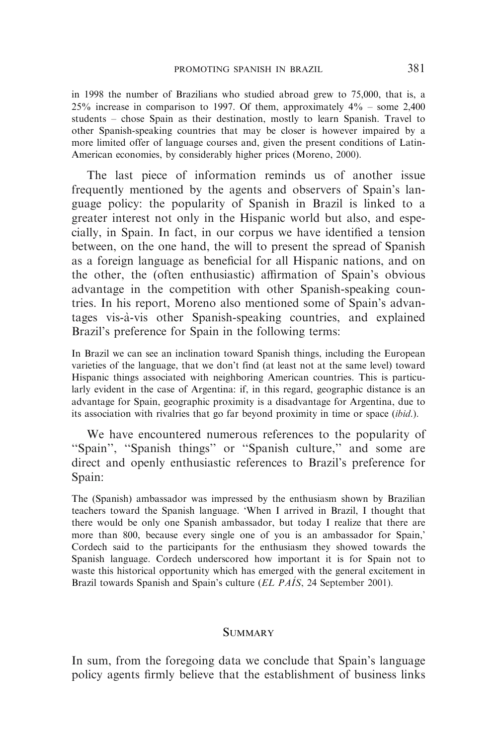in 1998 the number of Brazilians who studied abroad grew to 75,000, that is, a 25% increase in comparison to 1997. Of them, approximately 4% – some 2,400 students – chose Spain as their destination, mostly to learn Spanish. Travel to other Spanish-speaking countries that may be closer is however impaired by a more limited offer of language courses and, given the present conditions of Latin-American economies, by considerably higher prices (Moreno, 2000).

The last piece of information reminds us of another issue frequently mentioned by the agents and observers of Spain's language policy: the popularity of Spanish in Brazil is linked to a greater interest not only in the Hispanic world but also, and especially, in Spain. In fact, in our corpus we have identified a tension between, on the one hand, the will to present the spread of Spanish as a foreign language as beneficial for all Hispanic nations, and on the other, the (often enthusiastic) affirmation of Spain's obvious advantage in the competition with other Spanish-speaking countries. In his report, Moreno also mentioned some of Spain's advantages vis-à-vis other Spanish-speaking countries, and explained Brazil's preference for Spain in the following terms:

> In Brazil we can see an inclination toward Spanish things, including the European varieties of the language, that we don't find (at least not at the same level) toward Hispanic things associated with neighboring American countries. This is particularly evident in the case of Argentina: if, in this regard, geographic distance is an advantage for Spain, geographic proximity is a disadvantage for Argentina, due to its association with rivalries that go far beyond proximity in time or space (*ibid.*).

We have encountered numerous references to the popularity of "Spain", "Spanish things" or "Spanish culture," and some are direct and openly enthusiastic references to Brazil's preference for Spain:

> The (Spanish) ambassador was impressed by the enthusiasm shown by Brazilian teachers toward the Spanish language. 'When I arrived in Brazil, I thought that there would be only one Spanish ambassador, but today I realize that there are more than 800, because every single one of you is an ambassador for Spain,' Cordech said to the participants for the enthusiasm they showed towards the Spanish language. Cordech underscored how important it is for Spain not to waste this historical opportunity which has emerged with the general excitement in Brazil towards Spanish and Spain's culture (*EL PAÍS*, 24 September 2001).

## Summary

In sum, from the foregoing data we conclude that Spain's language policy agents firmly believe that the establishment of business links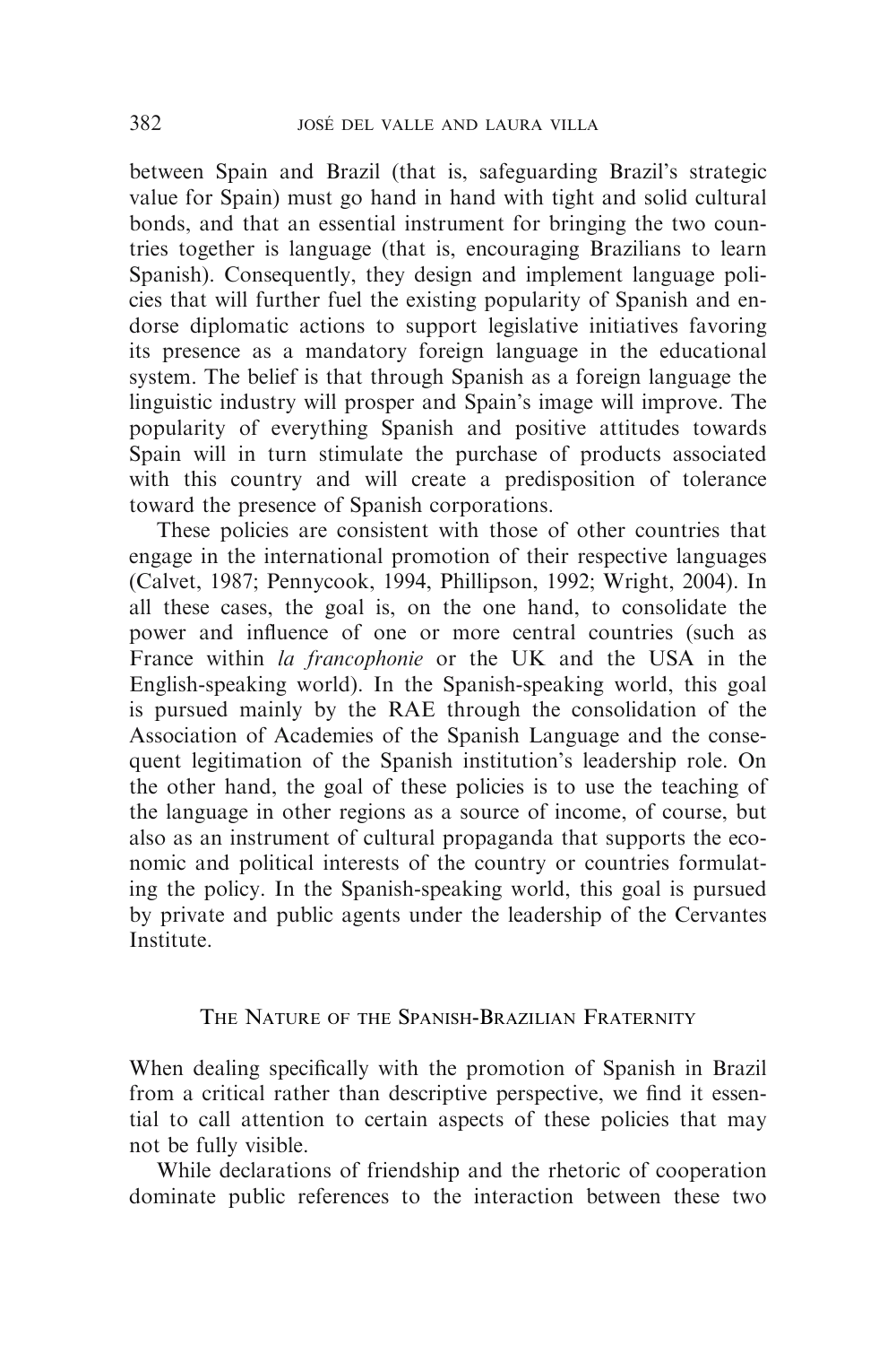between Spain and Brazil (that is, safeguarding Brazil's strategic value for Spain) must go hand in hand with tight and solid cultural bonds, and that an essential instrument for bringing the two countries together is language (that is, encouraging Brazilians to learn Spanish). Consequently, they design and implement language policies that will further fuel the existing popularity of Spanish and endorse diplomatic actions to support legislative initiatives favoring its presence as a mandatory foreign language in the educational system. The belief is that through Spanish as a foreign language the linguistic industry will prosper and Spain's image will improve. The popularity of everything Spanish and positive attitudes towards Spain will in turn stimulate the purchase of products associated with this country and will create a predisposition of tolerance toward the presence of Spanish corporations.

These policies are consistent with those of other countries that engage in the international promotion of their respective languages (Calvet, 1987; Pennycook, 1994, Phillipson, 1992; Wright, 2004). In all these cases, the goal is, on the one hand, to consolidate the power and influence of one or more central countries (such as France within *la francophonie* or the UK and the USA in the English-speaking world). In the Spanish-speaking world, this goal is pursued mainly by the RAE through the consolidation of the Association of Academies of the Spanish Language and the consequent legitimation of the Spanish institution's leadership role. On the other hand, the goal of these policies is to use the teaching of the language in other regions as a source of income, of course, but also as an instrument of cultural propaganda that supports the economic and political interests of the country or countries formulating the policy. In the Spanish-speaking world, this goal is pursued by private and public agents under the leadership of the Cervantes Institute.

## The Nature of the Spanish-Brazilian Fraternity

When dealing specifically with the promotion of Spanish in Brazil from a critical rather than descriptive perspective, we find it essential to call attention to certain aspects of these policies that may not be fully visible.

While declarations of friendship and the rhetoric of cooperation dominate public references to the interaction between these two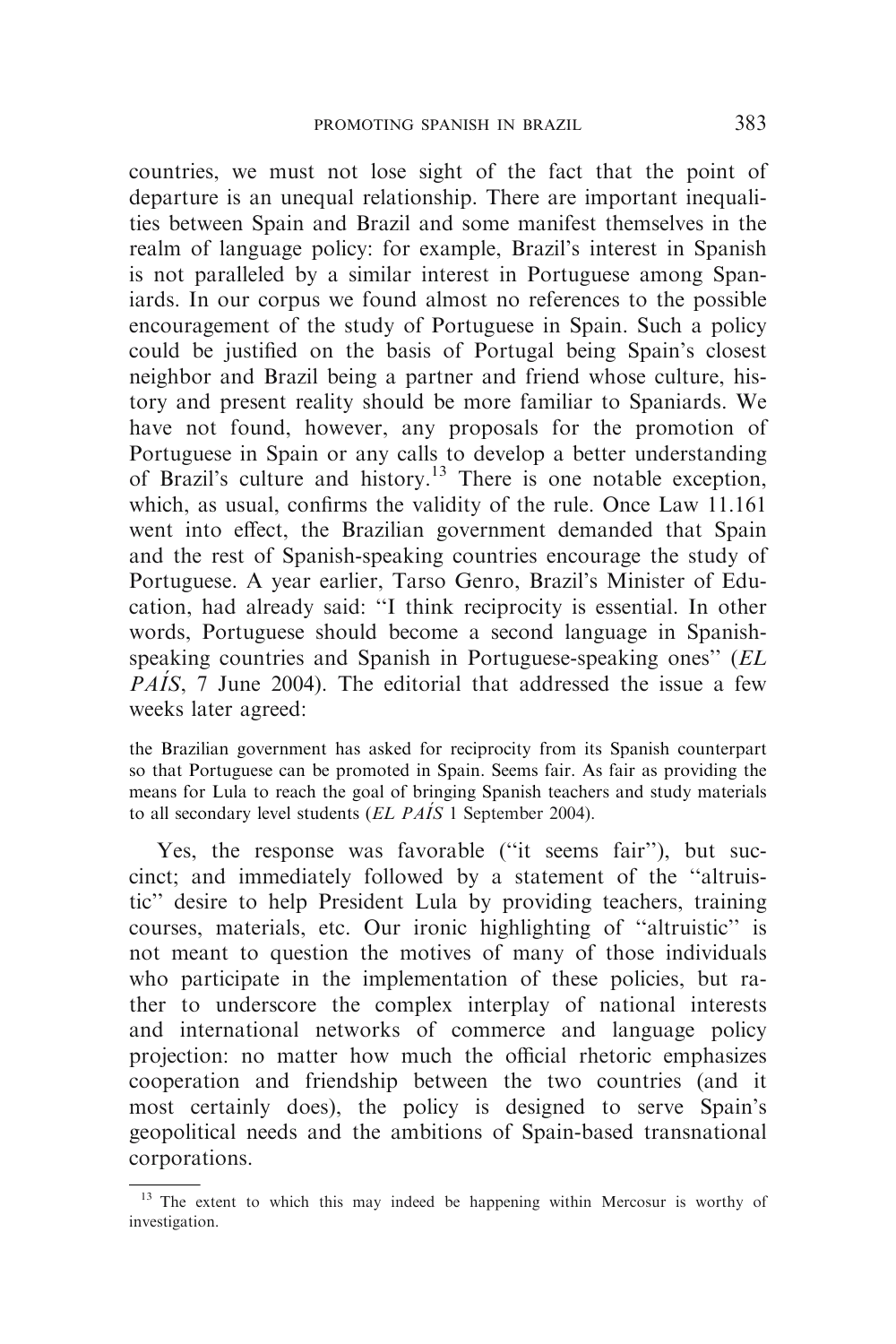countries, we must not lose sight of the fact that the point of departure is an unequal relationship. There are important inequalities between Spain and Brazil and some manifest themselves in the realm of language policy: for example, Brazil's interest in Spanish is not paralleled by a similar interest in Portuguese among Spaniards. In our corpus we found almost no references to the possible encouragement of the study of Portuguese in Spain. Such a policy could be justified on the basis of Portugal being Spain's closest neighbor and Brazil being a partner and friend whose culture, history and present reality should be more familiar to Spaniards. We have not found, however, any proposals for the promotion of Portuguese in Spain or any calls to develop a better understanding of Brazil's culture and history.[13] There is one notable exception, which, as usual, confirms the validity of the rule. Once Law 11.161 went into effect, the Brazilian government demanded that Spain and the rest of Spanish-speaking countries encourage the study of Portuguese. A year earlier, Tarso Genro, Brazil's Minister of Education, had already said: "I think reciprocity is essential. In other words, Portuguese should become a second language in Spanish-speaking countries and Spanish in Portuguese-speaking ones" (*EL PAÍS*, 7 June 2004). The editorial that addressed the issue a few weeks later agreed:

> the Brazilian government has asked for reciprocity from its Spanish counterpart so that Portuguese can be promoted in Spain. Seems fair. As fair as providing the means for Lula to reach the goal of bringing Spanish teachers and study materials to all secondary level students (*EL PAÍS* 1 September 2004).

Yes, the response was favorable ("it seems fair"), but succinct; and immediately followed by a statement of the "altruistic" desire to help President Lula by providing teachers, training courses, materials, etc. Our ironic highlighting of "altruistic" is not meant to question the motives of many of those individuals who participate in the implementation of these policies, but rather to underscore the complex interplay of national interests and international networks of commerce and language policy projection: no matter how much the official rhetoric emphasizes cooperation and friendship between the two countries (and it most certainly does), the policy is designed to serve Spain's geopolitical needs and the ambitions of Spain-based transnational corporations.

---

[13] The extent to which this may indeed be happening within Mercosur is worthy of investigation.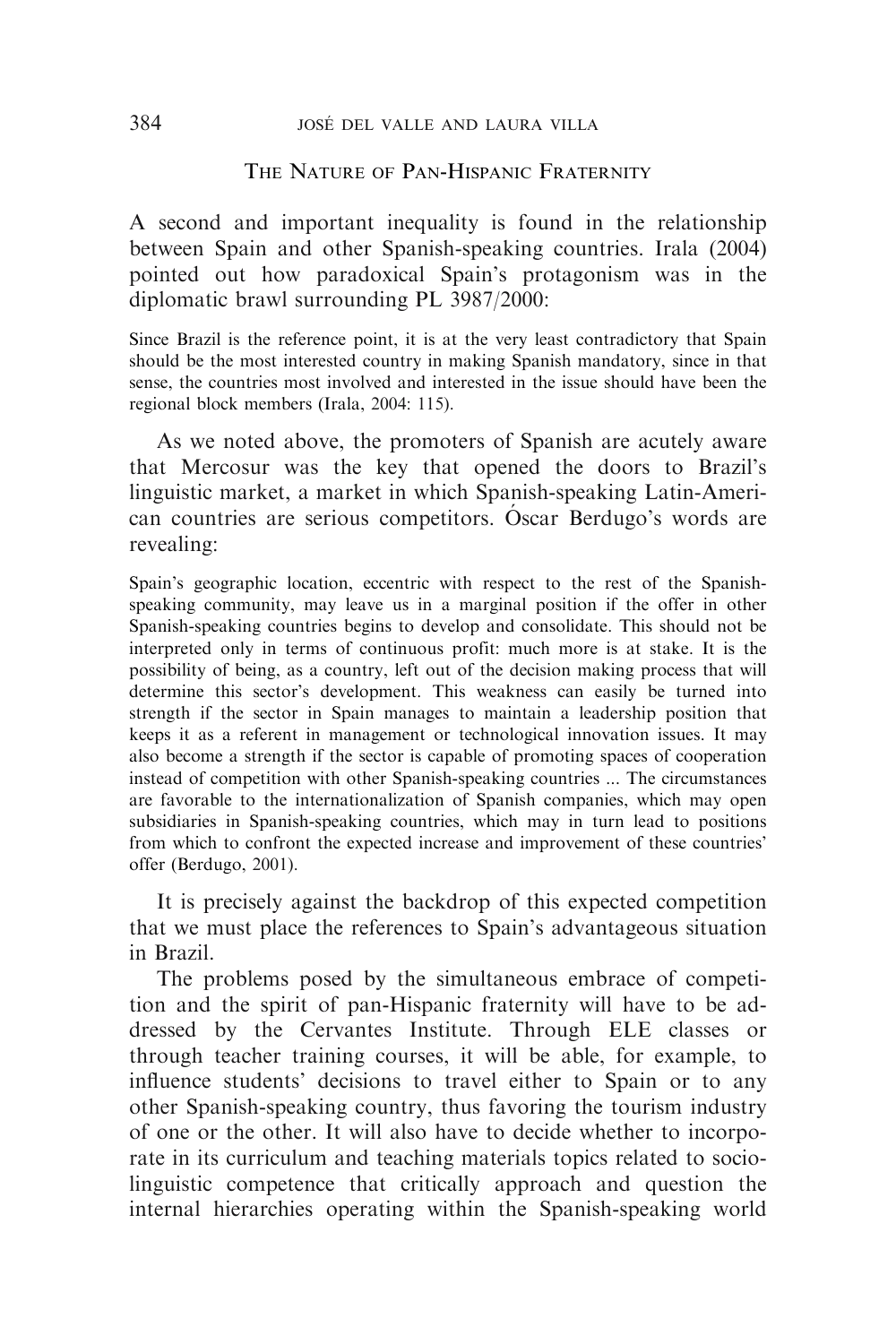## The Nature of Pan-Hispanic Fraternity

A second and important inequality is found in the relationship between Spain and other Spanish-speaking countries. Irala (2004) pointed out how paradoxical Spain's protagonism was in the diplomatic brawl surrounding PL 3987/2000:

> Since Brazil is the reference point, it is at the very least contradictory that Spain should be the most interested country in making Spanish mandatory, since in that sense, the countries most involved and interested in the issue should have been the regional block members (Irala, 2004: 115).

As we noted above, the promoters of Spanish are acutely aware that Mercosur was the key that opened the doors to Brazil's linguistic market, a market in which Spanish-speaking Latin-American countries are serious competitors. Óscar Berdugo's words are revealing:

> Spain's geographic location, eccentric with respect to the rest of the Spanish-speaking community, may leave us in a marginal position if the offer in other Spanish-speaking countries begins to develop and consolidate. This should not be interpreted only in terms of continuous profit: much more is at stake. It is the possibility of being, as a country, left out of the decision making process that will determine this sector's development. This weakness can easily be turned into strength if the sector in Spain manages to maintain a leadership position that keeps it as a referent in management or technological innovation issues. It may also become a strength if the sector is capable of promoting spaces of cooperation instead of competition with other Spanish-speaking countries ... The circumstances are favorable to the internationalization of Spanish companies, which may open subsidiaries in Spanish-speaking countries, which may in turn lead to positions from which to confront the expected increase and improvement of these countries' offer (Berdugo, 2001).

It is precisely against the backdrop of this expected competition that we must place the references to Spain's advantageous situation in Brazil.

The problems posed by the simultaneous embrace of competition and the spirit of pan-Hispanic fraternity will have to be addressed by the Cervantes Institute. Through ELE classes or through teacher training courses, it will be able, for example, to influence students' decisions to travel either to Spain or to any other Spanish-speaking country, thus favoring the tourism industry of one or the other. It will also have to decide whether to incorporate in its curriculum and teaching materials topics related to sociolinguistic competence that critically approach and question the internal hierarchies operating within the Spanish-speaking world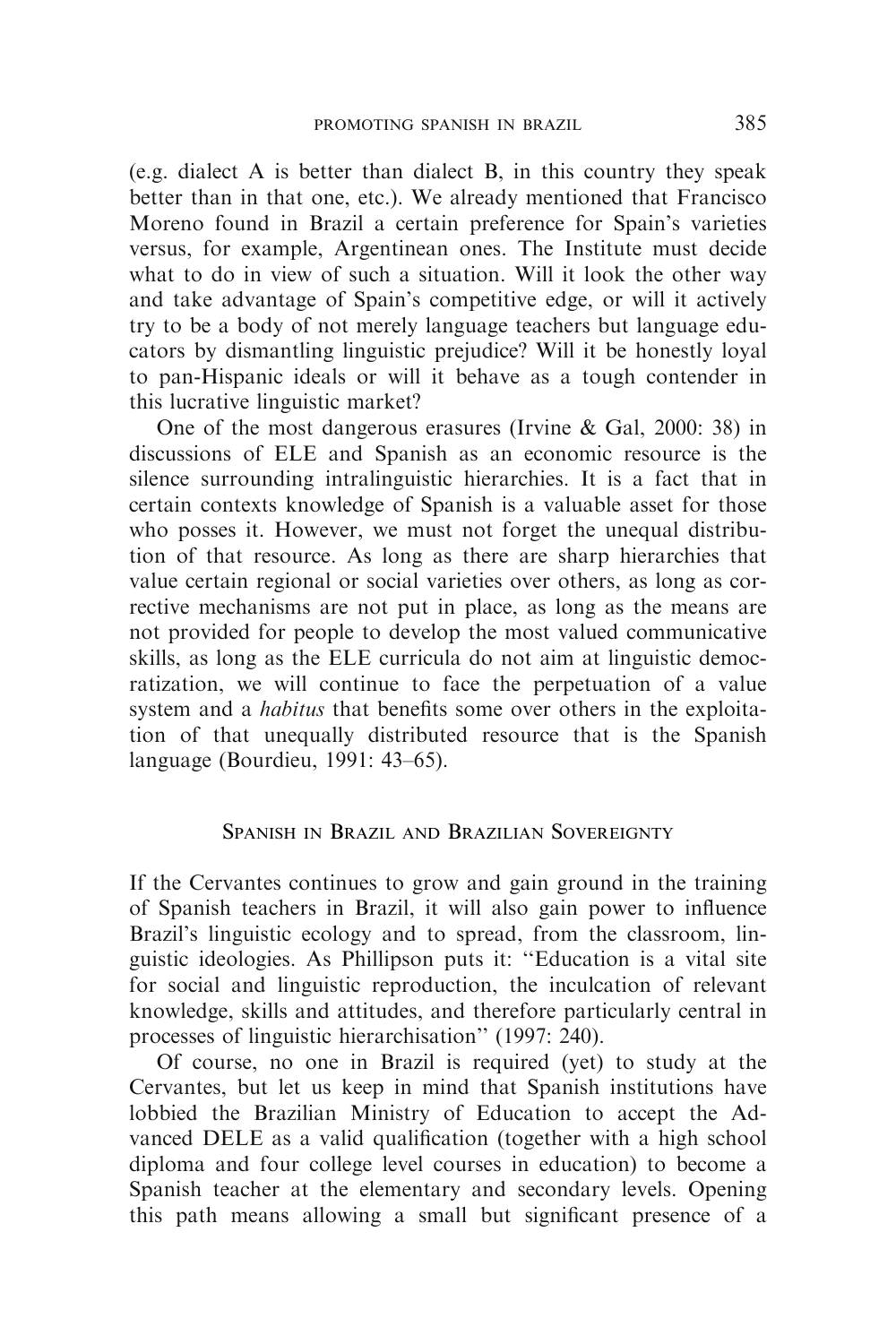(e.g. dialect A is better than dialect B, in this country they speak better than in that one, etc.). We already mentioned that Francisco Moreno found in Brazil a certain preference for Spain's varieties versus, for example, Argentinean ones. The Institute must decide what to do in view of such a situation. Will it look the other way and take advantage of Spain's competitive edge, or will it actively try to be a body of not merely language teachers but language educators by dismantling linguistic prejudice? Will it be honestly loyal to pan-Hispanic ideals or will it behave as a tough contender in this lucrative linguistic market?

One of the most dangerous erasures (Irvine & Gal, 2000: 38) in discussions of ELE and Spanish as an economic resource is the silence surrounding intralinguistic hierarchies. It is a fact that in certain contexts knowledge of Spanish is a valuable asset for those who posses it. However, we must not forget the unequal distribution of that resource. As long as there are sharp hierarchies that value certain regional or social varieties over others, as long as corrective mechanisms are not put in place, as long as the means are not provided for people to develop the most valued communicative skills, as long as the ELE curricula do not aim at linguistic democratization, we will continue to face the perpetuation of a value system and a *habitus* that benefits some over others in the exploitation of that unequally distributed resource that is the Spanish language (Bourdieu, 1991: 43–65).

## Spanish in Brazil and Brazilian Sovereignty

If the Cervantes continues to grow and gain ground in the training of Spanish teachers in Brazil, it will also gain power to influence Brazil's linguistic ecology and to spread, from the classroom, linguistic ideologies. As Phillipson puts it: "Education is a vital site for social and linguistic reproduction, the inculcation of relevant knowledge, skills and attitudes, and therefore particularly central in processes of linguistic hierarchisation" (1997: 240).

Of course, no one in Brazil is required (yet) to study at the Cervantes, but let us keep in mind that Spanish institutions have lobbied the Brazilian Ministry of Education to accept the Advanced DELE as a valid qualification (together with a high school diploma and four college level courses in education) to become a Spanish teacher at the elementary and secondary levels. Opening this path means allowing a small but significant presence of a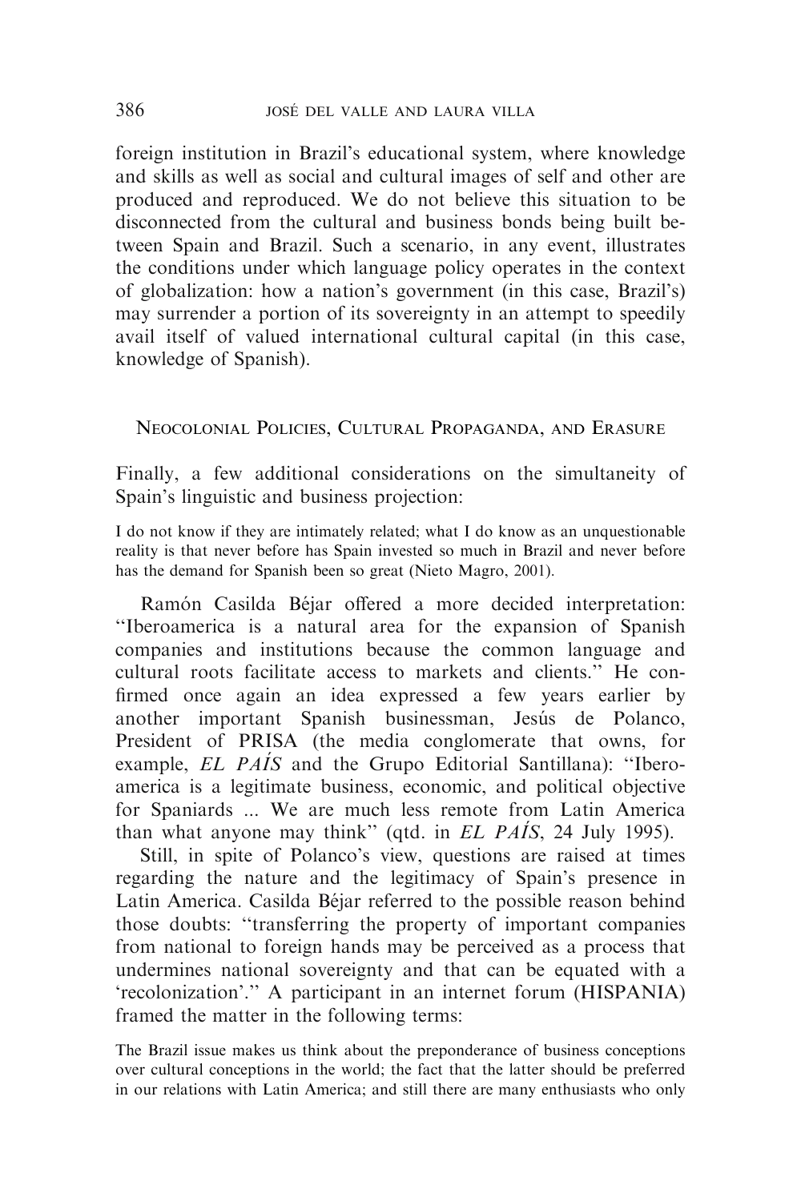foreign institution in Brazil's educational system, where knowledge and skills as well as social and cultural images of self and other are produced and reproduced. We do not believe this situation to be disconnected from the cultural and business bonds being built between Spain and Brazil. Such a scenario, in any event, illustrates the conditions under which language policy operates in the context of globalization: how a nation's government (in this case, Brazil's) may surrender a portion of its sovereignty in an attempt to speedily avail itself of valued international cultural capital (in this case, knowledge of Spanish).

## Neocolonial Policies, Cultural Propaganda, and Erasure

Finally, a few additional considerations on the simultaneity of Spain's linguistic and business projection:

> I do not know if they are intimately related; what I do know as an unquestionable reality is that never before has Spain invested so much in Brazil and never before has the demand for Spanish been so great (Nieto Magro, 2001).

Ramón Casilda Béjar offered a more decided interpretation: "Iberoamerica is a natural area for the expansion of Spanish companies and institutions because the common language and cultural roots facilitate access to markets and clients." He confirmed once again an idea expressed a few years earlier by another important Spanish businessman, Jesús de Polanco, President of PRISA (the media conglomerate that owns, for example, *EL PAÍS* and the Grupo Editorial Santillana): "Iberoamerica is a legitimate business, economic, and political objective for Spaniards ... We are much less remote from Latin America than what anyone may think" (qtd. in *EL PAÍS*, 24 July 1995).

Still, in spite of Polanco's view, questions are raised at times regarding the nature and the legitimacy of Spain's presence in Latin America. Casilda Béjar referred to the possible reason behind those doubts: "transferring the property of important companies from national to foreign hands may be perceived as a process that undermines national sovereignty and that can be equated with a 'recolonization'." A participant in an internet forum (HISPANIA) framed the matter in the following terms:

> The Brazil issue makes us think about the preponderance of business conceptions over cultural conceptions in the world; the fact that the latter should be preferred in our relations with Latin America; and still there are many enthusiasts who only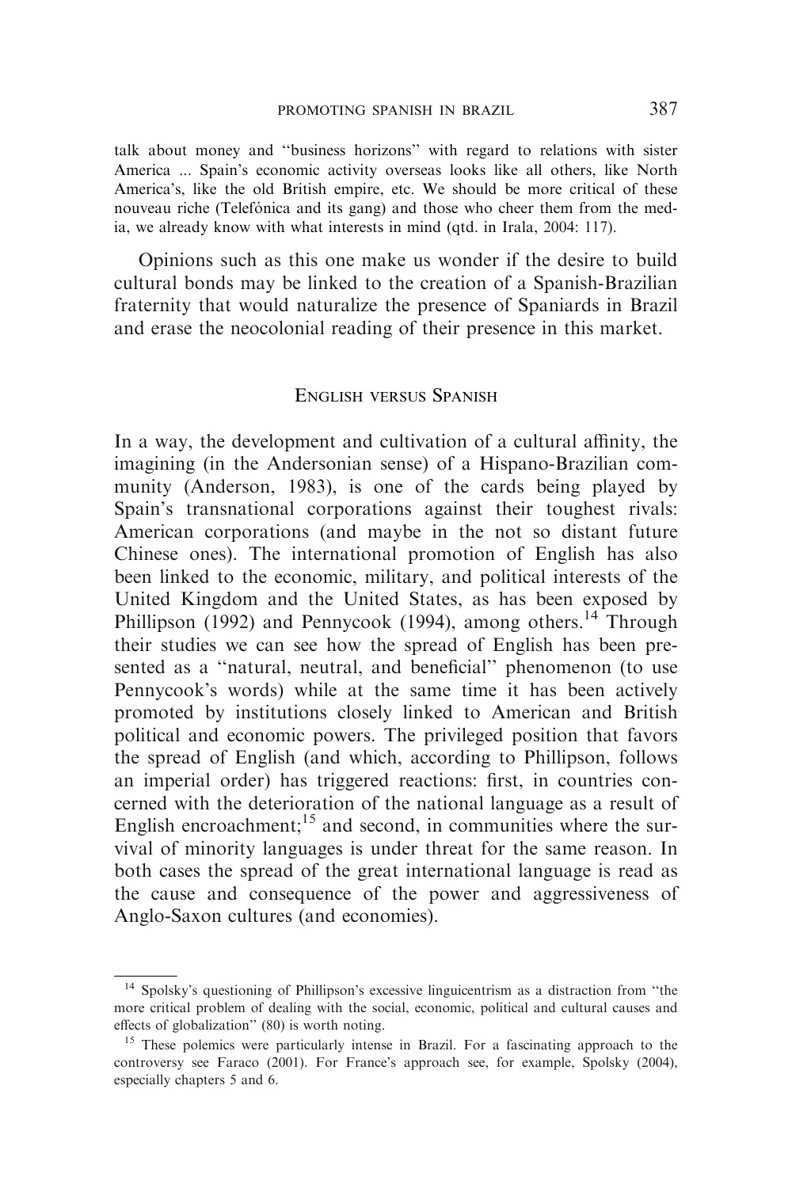talk about money and "business horizons" with regard to relations with sister America ... Spain's economic activity overseas looks like all others, like North America's, like the old British empire, etc. We should be more critical of these nouveau riche (Telefónica and its gang) and those who cheer them from the media, we already know with what interests in mind (qtd. in Irala, 2004: 117).

Opinions such as this one make us wonder if the desire to build cultural bonds may be linked to the creation of a Spanish-Brazilian fraternity that would naturalize the presence of Spaniards in Brazil and erase the neocolonial reading of their presence in this market.

## English versus Spanish

In a way, the development and cultivation of a cultural affinity, the imagining (in the Andersonian sense) of a Hispano-Brazilian community (Anderson, 1983), is one of the cards being played by Spain's transnational corporations against their toughest rivals: American corporations (and maybe in the not so distant future Chinese ones). The international promotion of English has also been linked to the economic, military, and political interests of the United Kingdom and the United States, as has been exposed by Phillipson (1992) and Pennycook (1994), among others.[14] Through their studies we can see how the spread of English has been presented as a "natural, neutral, and beneficial" phenomenon (to use Pennycook's words) while at the same time it has been actively promoted by institutions closely linked to American and British political and economic powers. The privileged position that favors the spread of English (and which, according to Phillipson, follows an imperial order) has triggered reactions: first, in countries concerned with the deterioration of the national language as a result of English encroachment;[15] and second, in communities where the survival of minority languages is under threat for the same reason. In both cases the spread of the great international language is read as the cause and consequence of the power and aggressiveness of Anglo-Saxon cultures (and economies).

[14] Spolsky's questioning of Phillipson's excessive linguicentrism as a distraction from "the more critical problem of dealing with the social, economic, political and cultural causes and effects of globalization" (80) is worth noting.

[15] These polemics were particularly intense in Brazil. For a fascinating approach to the controversy see Faraco (2001). For France's approach see, for example, Spolsky (2004), especially chapters 5 and 6.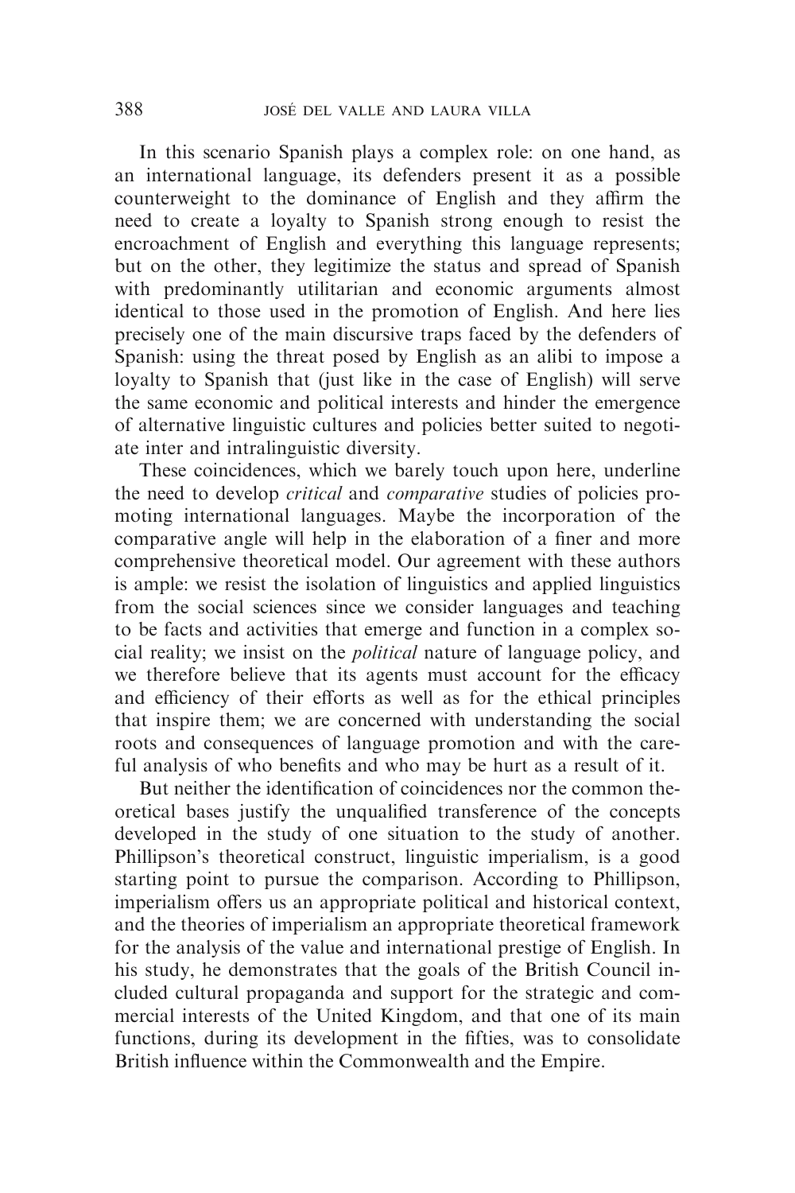In this scenario Spanish plays a complex role: on one hand, as an international language, its defenders present it as a possible counterweight to the dominance of English and they affirm the need to create a loyalty to Spanish strong enough to resist the encroachment of English and everything this language represents; but on the other, they legitimize the status and spread of Spanish with predominantly utilitarian and economic arguments almost identical to those used in the promotion of English. And here lies precisely one of the main discursive traps faced by the defenders of Spanish: using the threat posed by English as an alibi to impose a loyalty to Spanish that (just like in the case of English) will serve the same economic and political interests and hinder the emergence of alternative linguistic cultures and policies better suited to negotiate inter and intralinguistic diversity.

These coincidences, which we barely touch upon here, underline the need to develop *critical* and *comparative* studies of policies promoting international languages. Maybe the incorporation of the comparative angle will help in the elaboration of a finer and more comprehensive theoretical model. Our agreement with these authors is ample: we resist the isolation of linguistics and applied linguistics from the social sciences since we consider languages and teaching to be facts and activities that emerge and function in a complex social reality; we insist on the *political* nature of language policy, and we therefore believe that its agents must account for the efficacy and efficiency of their efforts as well as for the ethical principles that inspire them; we are concerned with understanding the social roots and consequences of language promotion and with the careful analysis of who benefits and who may be hurt as a result of it.

But neither the identification of coincidences nor the common theoretical bases justify the unqualified transference of the concepts developed in the study of one situation to the study of another. Phillipson's theoretical construct, linguistic imperialism, is a good starting point to pursue the comparison. According to Phillipson, imperialism offers us an appropriate political and historical context, and the theories of imperialism an appropriate theoretical framework for the analysis of the value and international prestige of English. In his study, he demonstrates that the goals of the British Council included cultural propaganda and support for the strategic and commercial interests of the United Kingdom, and that one of its main functions, during its development in the fifties, was to consolidate British influence within the Commonwealth and the Empire.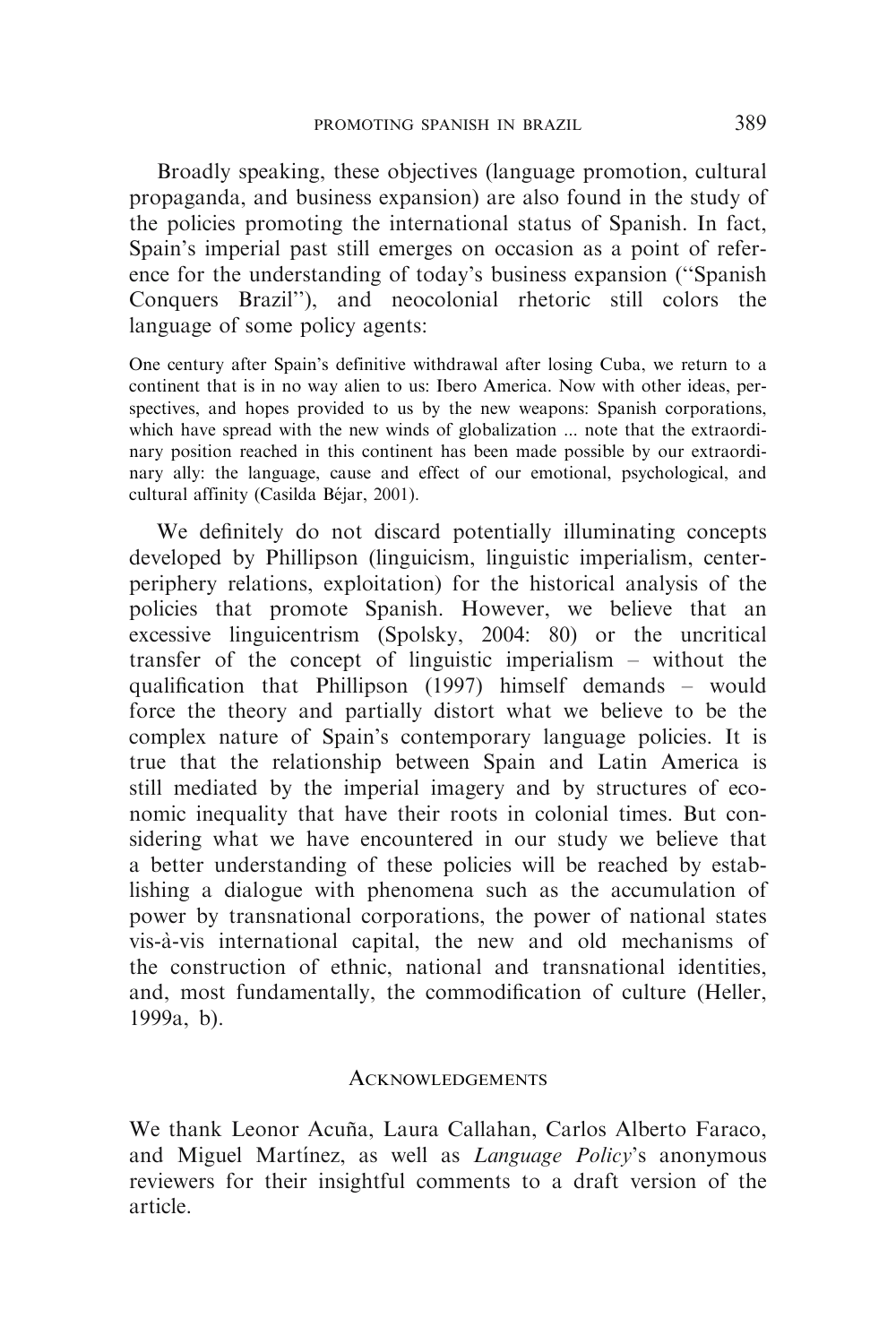Broadly speaking, these objectives (language promotion, cultural propaganda, and business expansion) are also found in the study of the policies promoting the international status of Spanish. In fact, Spain's imperial past still emerges on occasion as a point of reference for the understanding of today's business expansion ("Spanish Conquers Brazil"), and neocolonial rhetoric still colors the language of some policy agents:

> One century after Spain's definitive withdrawal after losing Cuba, we return to a continent that is in no way alien to us: Ibero America. Now with other ideas, perspectives, and hopes provided to us by the new weapons: Spanish corporations, which have spread with the new winds of globalization ... note that the extraordinary position reached in this continent has been made possible by our extraordinary ally: the language, cause and effect of our emotional, psychological, and cultural affinity (Casilda Béjar, 2001).

We definitely do not discard potentially illuminating concepts developed by Phillipson (linguicism, linguistic imperialism, center-periphery relations, exploitation) for the historical analysis of the policies that promote Spanish. However, we believe that an excessive linguicentrism (Spolsky, 2004: 80) or the uncritical transfer of the concept of linguistic imperialism – without the qualification that Phillipson (1997) himself demands – would force the theory and partially distort what we believe to be the complex nature of Spain's contemporary language policies. It is true that the relationship between Spain and Latin America is still mediated by the imperial imagery and by structures of economic inequality that have their roots in colonial times. But considering what we have encountered in our study we believe that a better understanding of these policies will be reached by establishing a dialogue with phenomena such as the accumulation of power by transnational corporations, the power of national states vis-à-vis international capital, the new and old mechanisms of the construction of ethnic, national and transnational identities, and, most fundamentally, the commodification of culture (Heller, 1999a, b).

## Acknowledgements

We thank Leonor Acuña, Laura Callahan, Carlos Alberto Faraco, and Miguel Martínez, as well as *Language Policy*'s anonymous reviewers for their insightful comments to a draft version of the article.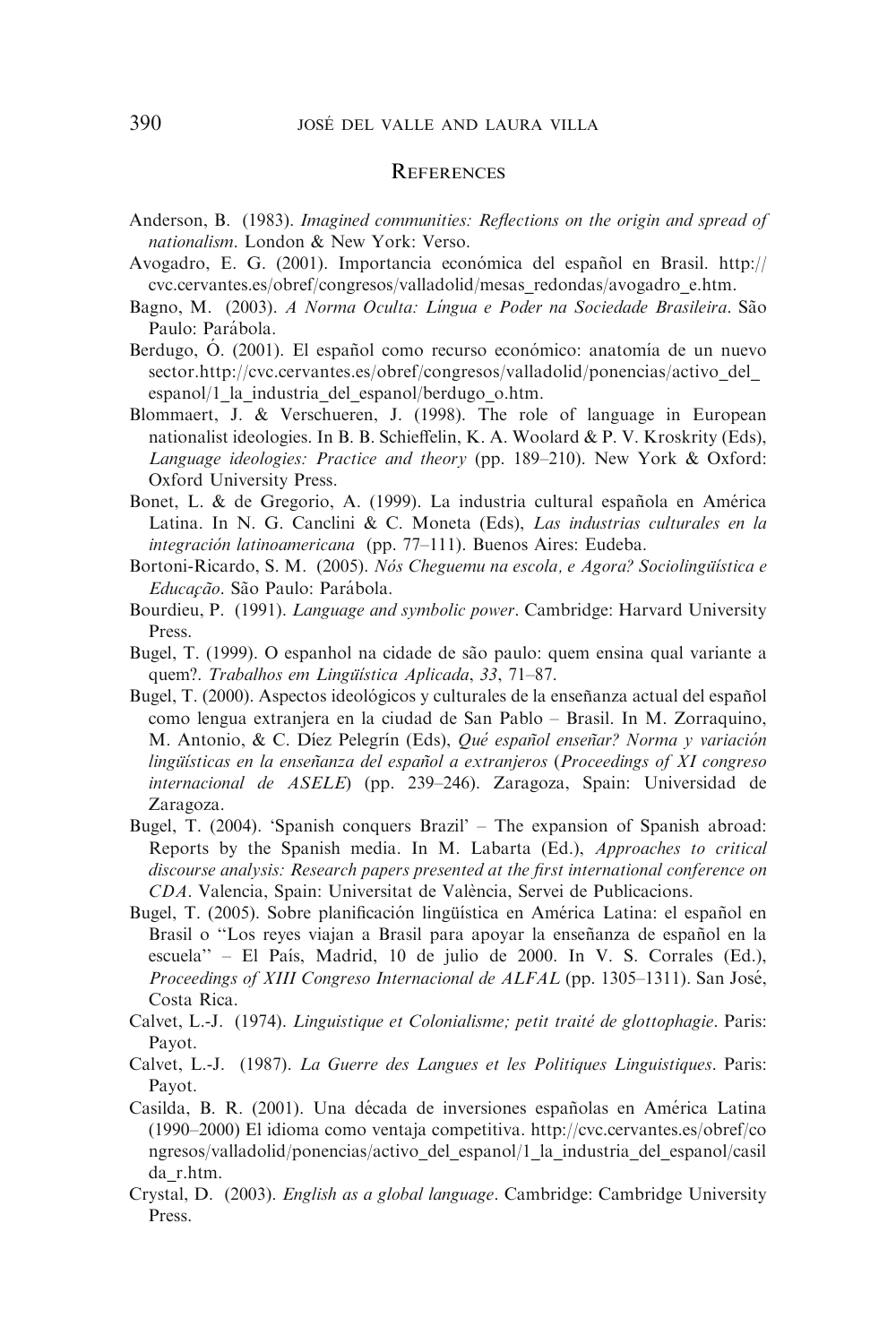## References

Anderson, B. (1983). *Imagined communities: Reflections on the origin and spread of nationalism*. London & New York: Verso.

Avogadro, E. G. (2001). Importancia económica del español en Brasil. http://cvc.cervantes.es/obref/congresos/valladolid/mesas_redondas/avogadro_e.htm.

Bagno, M. (2003). *A Norma Oculta: Língua e Poder na Sociedade Brasileira*. São Paulo: Parábola.

Berdugo, Ó. (2001). El español como recurso económico: anatomía de un nuevo sector.http://cvc.cervantes.es/obref/congresos/valladolid/ponencias/activo_del_espanol/1_la_industria_del_espanol/berdugo_o.htm.

Blommaert, J. & Verschueren, J. (1998). The role of language in European nationalist ideologies. In B. B. Schieffelin, K. A. Woolard & P. V. Kroskrity (Eds), *Language ideologies: Practice and theory* (pp. 189–210). New York & Oxford: Oxford University Press.

Bonet, L. & de Gregorio, A. (1999). La industria cultural española en América Latina. In N. G. Canclini & C. Moneta (Eds), *Las industrias culturales en la integración latinoamericana* (pp. 77–111). Buenos Aires: Eudeba.

Bortoni-Ricardo, S. M. (2005). *Nós Cheguemu na escola, e Agora? Sociolingüística e Educação*. São Paulo: Parábola.

Bourdieu, P. (1991). *Language and symbolic power*. Cambridge: Harvard University Press.

Bugel, T. (1999). O espanhol na cidade de são paulo: quem ensina qual variante a quem?. *Trabalhos em Lingüística Aplicada*, *33*, 71–87.

Bugel, T. (2000). Aspectos ideológicos y culturales de la enseñanza actual del español como lengua extranjera en la ciudad de San Pablo – Brasil. In M. Zorraquino, M. Antonio, & C. Díez Pelegrín (Eds), *Qué español enseñar? Norma y variación lingüísticas en la enseñanza del español a extranjeros* (*Proceedings of XI congreso internacional de ASELE*) (pp. 239–246). Zaragoza, Spain: Universidad de Zaragoza.

Bugel, T. (2004). 'Spanish conquers Brazil' – The expansion of Spanish abroad: Reports by the Spanish media. In M. Labarta (Ed.), *Approaches to critical discourse analysis: Research papers presented at the first international conference on CDA*. Valencia, Spain: Universitat de València, Servei de Publicacions.

Bugel, T. (2005). Sobre planificación lingüística en América Latina: el español en Brasil o "Los reyes viajan a Brasil para apoyar la enseñanza de español en la escuela" – El País, Madrid, 10 de julio de 2000. In V. S. Corrales (Ed.), *Proceedings of XIII Congreso Internacional de ALFAL* (pp. 1305–1311). San José, Costa Rica.

Calvet, L.-J. (1974). *Linguistique et Colonialisme; petit traité de glottophagie*. Paris: Payot.

Calvet, L.-J. (1987). *La Guerre des Langues et les Politiques Linguistiques*. Paris: Payot.

Casilda, B. R. (2001). Una década de inversiones españolas en América Latina (1990–2000) El idioma como ventaja competitiva. http://cvc.cervantes.es/obref/congresos/valladolid/ponencias/activo_del_espanol/1_la_industria_del_espanol/casilda_r.htm.

Crystal, D. (2003). *English as a global language*. Cambridge: Cambridge University Press.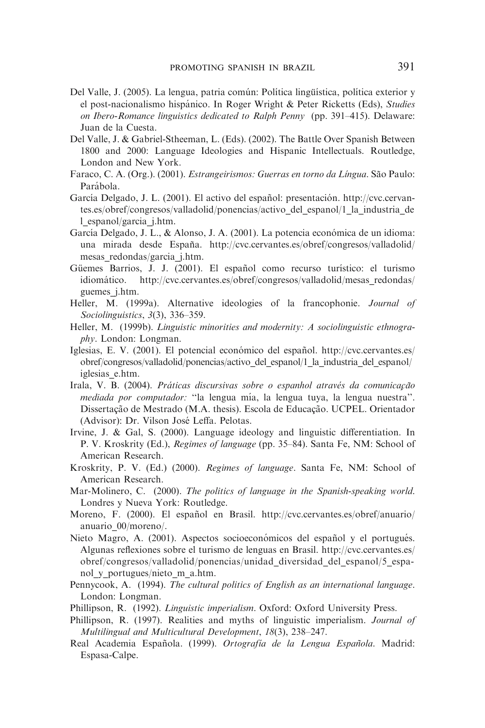Del Valle, J. (2005). La lengua, patria común: Política lingüística, política exterior y el post-nacionalismo hispánico. In Roger Wright & Peter Ricketts (Eds), *Studies on Ibero-Romance linguistics dedicated to Ralph Penny* (pp. 391–415). Delaware: Juan de la Cuesta.

Del Valle, J. & Gabriel-Stheeman, L. (Eds). (2002). The Battle Over Spanish Between 1800 and 2000: Language Ideologies and Hispanic Intellectuals. Routledge, London and New York.

Faraco, C. A. (Org.). (2001). *Estrangeirismos: Guerras en torno da Língua*. São Paulo: Parábola.

García Delgado, J. L. (2001). El activo del español: presentación. http://cvc.cervantes.es/obref/congresos/valladolid/ponencias/activo_del_espanol/1_la_industria_del_espanol/garcia_j.htm.

García Delgado, J. L., & Alonso, J. A. (2001). La potencia económica de un idioma: una mirada desde España. http://cvc.cervantes.es/obref/congresos/valladolid/mesas_redondas/garcia_j.htm.

Güemes Barrios, J. J. (2001). El español como recurso turístico: el turismo idiomático. http://cvc.cervantes.es/obref/congresos/valladolid/mesas_redondas/guemes_j.htm.

Heller, M. (1999a). Alternative ideologies of la francophonie. *Journal of Sociolinguistics*, *3*(3), 336–359.

Heller, M. (1999b). *Linguistic minorities and modernity: A sociolinguistic ethnography*. London: Longman.

Iglesias, E. V. (2001). El potencial económico del español. http://cvc.cervantes.es/obref/congresos/valladolid/ponencias/activo_del_espanol/1_la_industria_del_espanol/iglesias_e.htm.

Irala, V. B. (2004). *Práticas discursivas sobre o espanhol através da comunicação mediada por computador:* "la lengua mía, la lengua tuya, la lengua nuestra". Dissertação de Mestrado (M.A. thesis). Escola de Educação. UCPEL. Orientador (Advisor): Dr. Vilson José Leffa. Pelotas.

Irvine, J. & Gal, S. (2000). Language ideology and linguistic differentiation. In P. V. Kroskrity (Ed.), *Regimes of language* (pp. 35–84). Santa Fe, NM: School of American Research.

Kroskrity, P. V. (Ed.) (2000). *Regimes of language*. Santa Fe, NM: School of American Research.

Mar-Molinero, C. (2000). *The politics of language in the Spanish-speaking world*. Londres y Nueva York: Routledge.

Moreno, F. (2000). El español en Brasil. http://cvc.cervantes.es/obref/anuario/anuario_00/moreno/.

Nieto Magro, A. (2001). Aspectos socioeconómicos del español y el portugués. Algunas reflexiones sobre el turismo de lenguas en Brasil. http://cvc.cervantes.es/obref/congresos/valladolid/ponencias/unidad_diversidad_del_espanol/5_espanol_y_portugues/nieto_m_a.htm.

Pennycook, A. (1994). *The cultural politics of English as an international language*. London: Longman.

Phillipson, R. (1992). *Linguistic imperialism*. Oxford: Oxford University Press.

Phillipson, R. (1997). Realities and myths of linguistic imperialism. *Journal of Multilingual and Multicultural Development*, *18*(3), 238–247.

Real Academia Española. (1999). *Ortografía de la Lengua Española*. Madrid: Espasa-Calpe.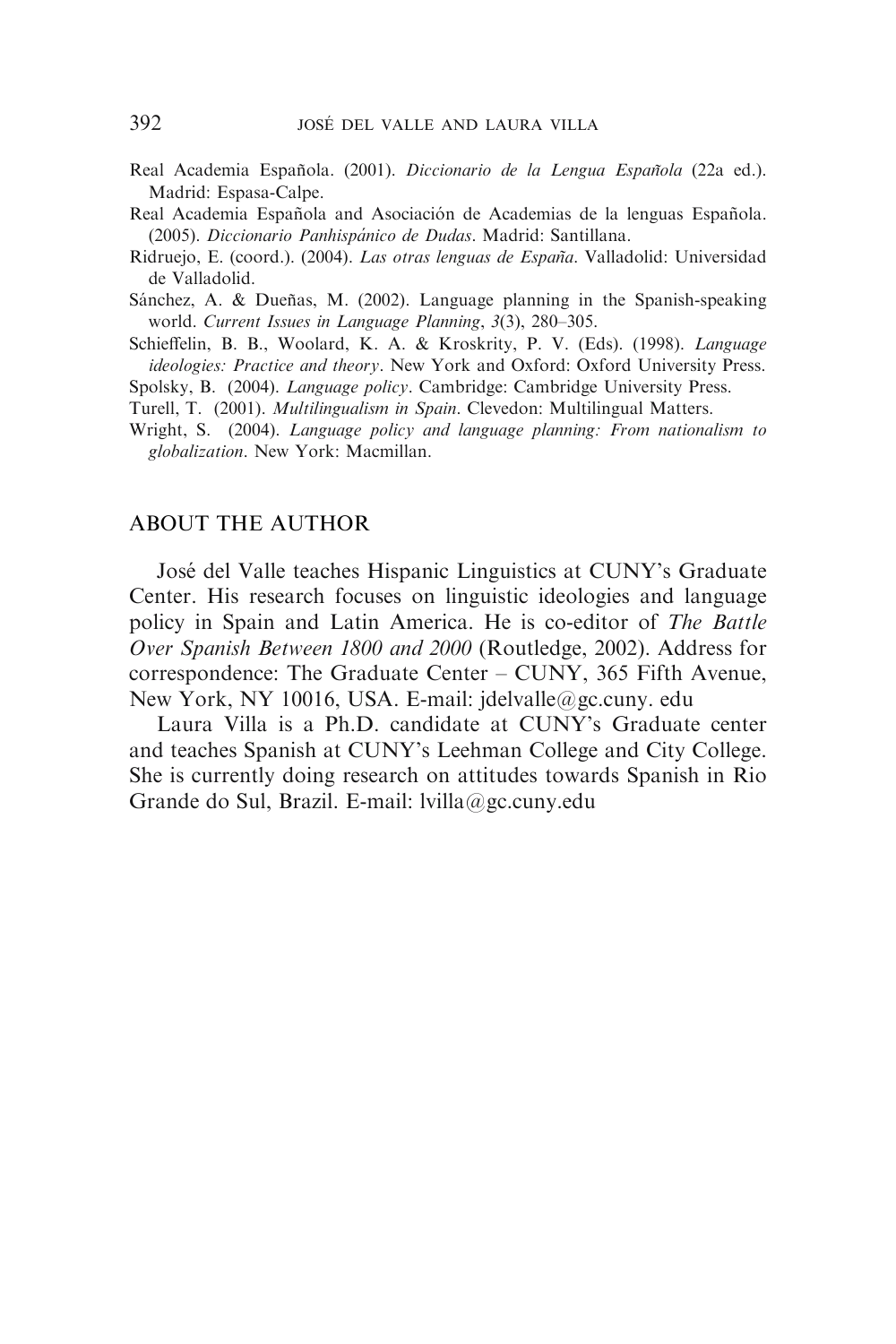Real Academia Española. (2001). *Diccionario de la Lengua Española* (22a ed.). Madrid: Espasa-Calpe.

Real Academia Española and Asociación de Academias de la lenguas Española. (2005). *Diccionario Panhispánico de Dudas*. Madrid: Santillana.

Ridruejo, E. (coord.). (2004). *Las otras lenguas de España*. Valladolid: Universidad de Valladolid.

Sánchez, A. & Dueñas, M. (2002). Language planning in the Spanish-speaking world. *Current Issues in Language Planning*, *3*(3), 280–305.

Schieffelin, B. B., Woolard, K. A. & Kroskrity, P. V. (Eds). (1998). *Language ideologies: Practice and theory*. New York and Oxford: Oxford University Press.

Spolsky, B. (2004). *Language policy*. Cambridge: Cambridge University Press.

Turell, T. (2001). *Multilingualism in Spain*. Clevedon: Multilingual Matters.

Wright, S. (2004). *Language policy and language planning: From nationalism to globalization*. New York: Macmillan.

## ABOUT THE AUTHOR

José del Valle teaches Hispanic Linguistics at CUNY's Graduate Center. His research focuses on linguistic ideologies and language policy in Spain and Latin America. He is co-editor of *The Battle Over Spanish Between 1800 and 2000* (Routledge, 2002). Address for correspondence: The Graduate Center – CUNY, 365 Fifth Avenue, New York, NY 10016, USA. E-mail: jdelvalle@gc.cuny. edu

Laura Villa is a Ph.D. candidate at CUNY's Graduate center and teaches Spanish at CUNY's Leehman College and City College. She is currently doing research on attitudes towards Spanish in Rio Grande do Sul, Brazil. E-mail: lvilla@gc.cuny.edu